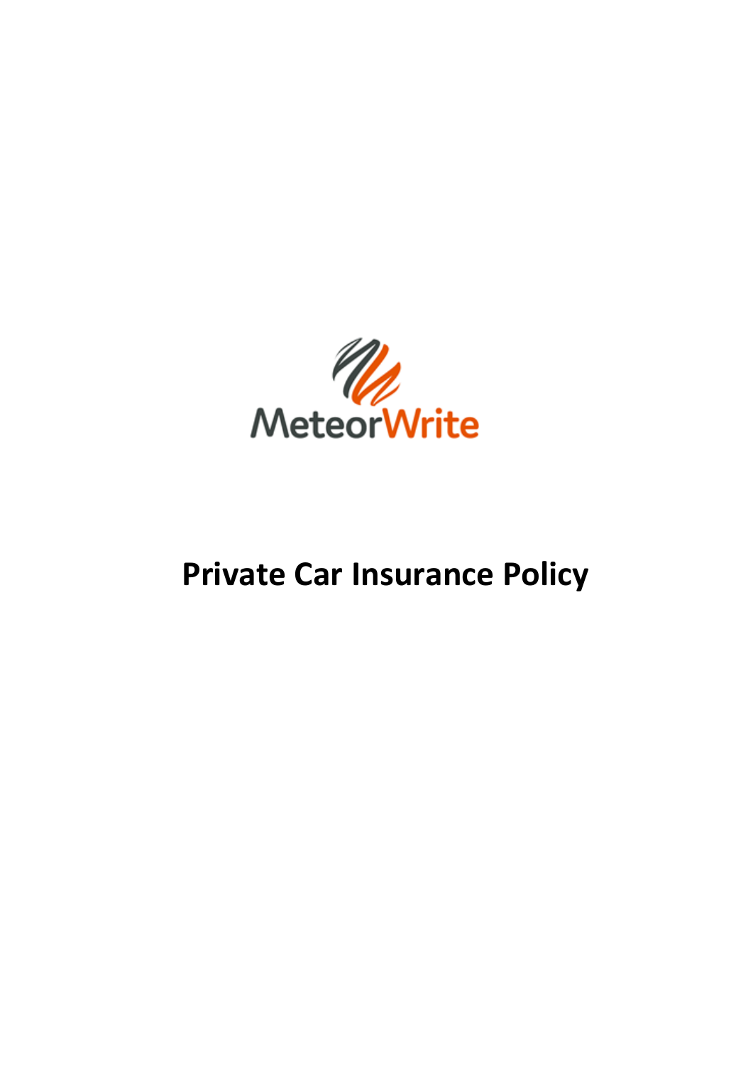MeteorWrite

# Private Car Insurance Policy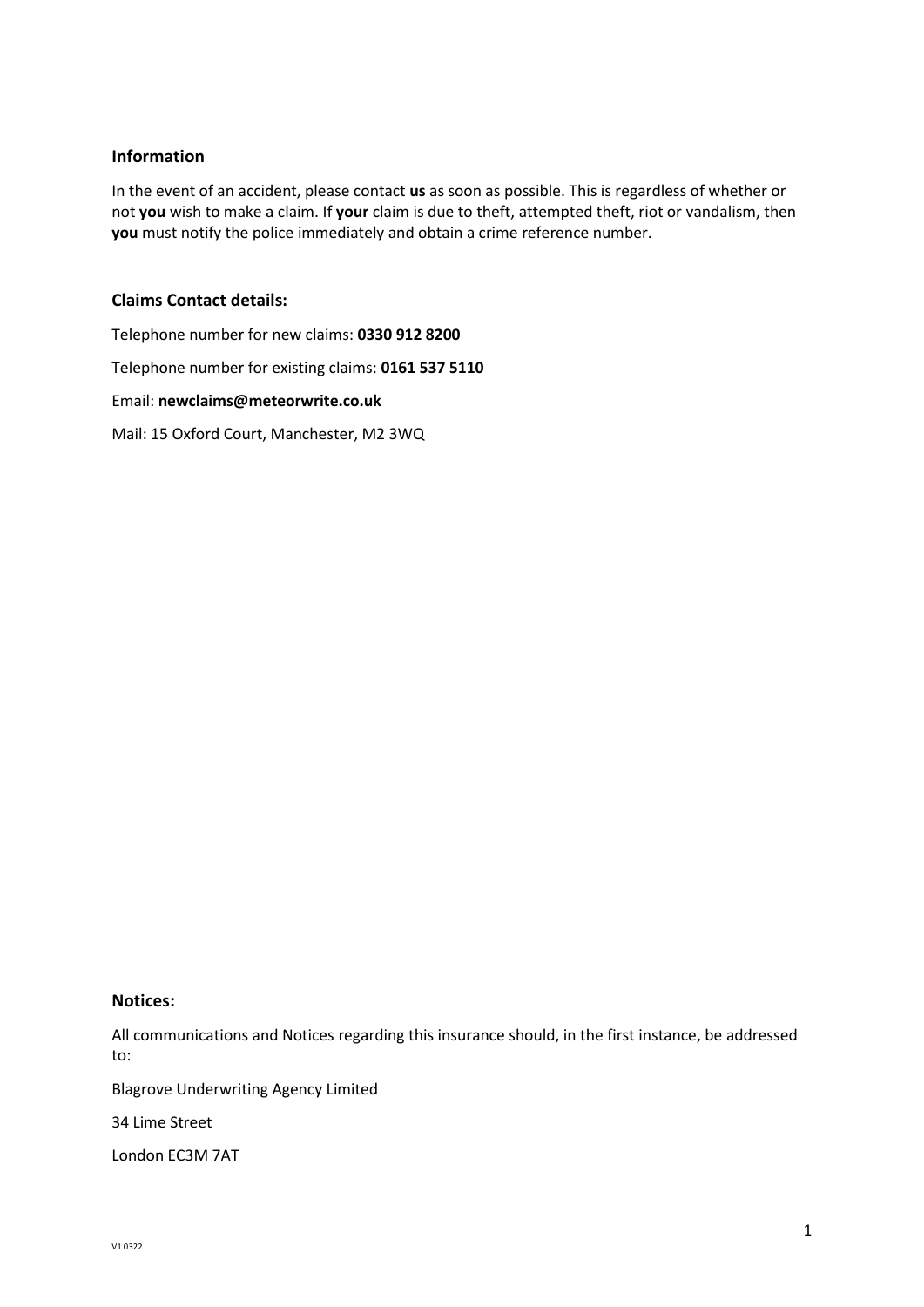### Information

In the event of an accident, please contact **us** as soon as possible. This is regardless of whether or not **you** wish to make a claim. If **your** claim is due to theft, attempted theft, riot or vandalism, then **you** must notify the police immediately and obtain a crime reference number.

### Claims Contact details:

Telephone number for new claims: **0330 912 8200**

Telephone number for existing claims: **0161 537 5110**

Email: **newclaims@meteorwrite.co.uk**

Mail: 15 Oxford Court, Manchester, M2 3WQ

### Notices:

All communications and Notices regarding this insurance should, in the first instance, be addressed to:

Blagrove Underwriting Agency Limited

34 Lime Street

London EC3M 7AT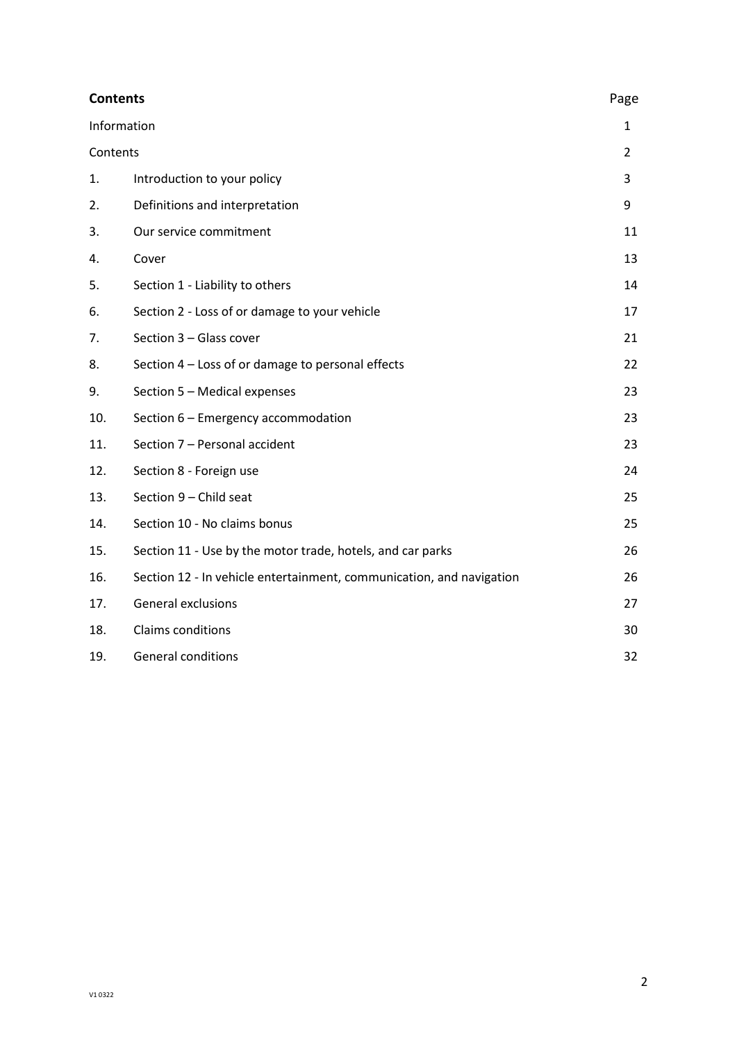| **Contents** | | Page |
|---|---|---|
| Information | | 1 |
| Contents | | 2 |
| 1. | Introduction to your policy | 3 |
| 2. | Definitions and interpretation | 9 |
| 3. | Our service commitment | 11 |
| 4. | Cover | 13 |
| 5. | Section 1 - Liability to others | 14 |
| 6. | Section 2 - Loss of or damage to your vehicle | 17 |
| 7. | Section 3 – Glass cover | 21 |
| 8. | Section 4 – Loss of or damage to personal effects | 22 |
| 9. | Section 5 – Medical expenses | 23 |
| 10. | Section 6 – Emergency accommodation | 23 |
| 11. | Section 7 – Personal accident | 23 |
| 12. | Section 8 - Foreign use | 24 |
| 13. | Section 9 – Child seat | 25 |
| 14. | Section 10 - No claims bonus | 25 |
| 15. | Section 11 - Use by the motor trade, hotels, and car parks | 26 |
| 16. | Section 12 - In vehicle entertainment, communication, and navigation | 26 |
| 17. | General exclusions | 27 |
| 18. | Claims conditions | 30 |
| 19. | General conditions | 32 |

V1 0322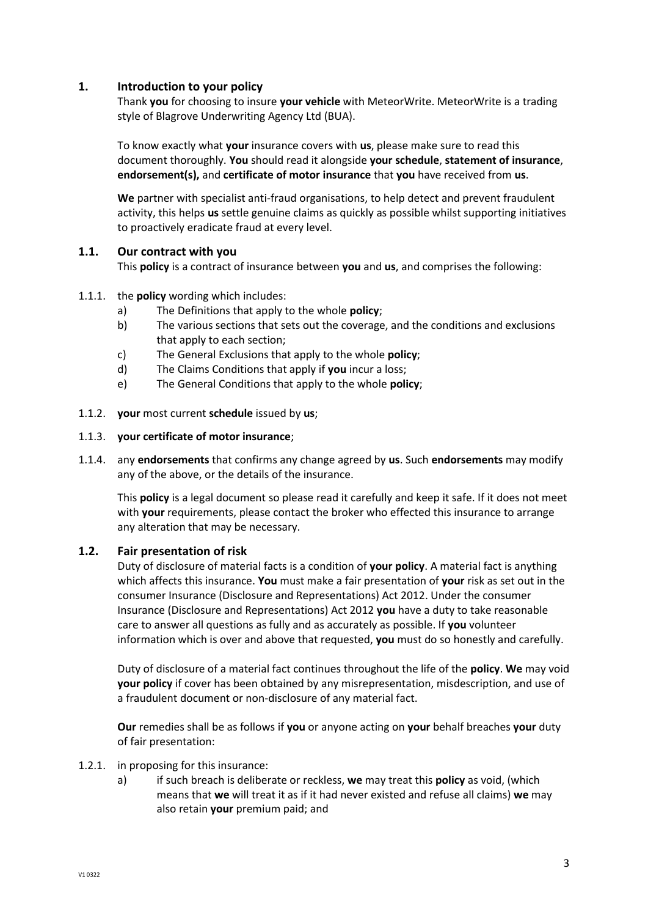## 1. Introduction to your policy

Thank **you** for choosing to insure **your vehicle** with MeteorWrite. MeteorWrite is a trading style of Blagrove Underwriting Agency Ltd (BUA).

To know exactly what **your** insurance covers with **us**, please make sure to read this document thoroughly. **You** should read it alongside **your schedule**, **statement of insurance**, **endorsement(s),** and **certificate of motor insurance** that **you** have received from **us**.

**We** partner with specialist anti-fraud organisations, to help detect and prevent fraudulent activity, this helps **us** settle genuine claims as quickly as possible whilst supporting initiatives to proactively eradicate fraud at every level.

### 1.1. Our contract with you

This **policy** is a contract of insurance between **you** and **us**, and comprises the following:

1.1.1. the **policy** wording which includes:

- a) The Definitions that apply to the whole **policy**;
- b) The various sections that sets out the coverage, and the conditions and exclusions that apply to each section;
- c) The General Exclusions that apply to the whole **policy**;
- d) The Claims Conditions that apply if **you** incur a loss;
- e) The General Conditions that apply to the whole **policy**;

1.1.2. **your** most current **schedule** issued by **us**;

1.1.3. **your certificate of motor insurance**;

1.1.4. any **endorsements** that confirms any change agreed by **us**. Such **endorsements** may modify any of the above, or the details of the insurance.

This **policy** is a legal document so please read it carefully and keep it safe. If it does not meet with **your** requirements, please contact the broker who effected this insurance to arrange any alteration that may be necessary.

### 1.2. Fair presentation of risk

Duty of disclosure of material facts is a condition of **your policy**. A material fact is anything which affects this insurance. **You** must make a fair presentation of **your** risk as set out in the consumer Insurance (Disclosure and Representations) Act 2012. Under the consumer Insurance (Disclosure and Representations) Act 2012 **you** have a duty to take reasonable care to answer all questions as fully and as accurately as possible. If **you** volunteer information which is over and above that requested, **you** must do so honestly and carefully.

Duty of disclosure of a material fact continues throughout the life of the **policy**. **We** may void **your policy** if cover has been obtained by any misrepresentation, misdescription, and use of a fraudulent document or non-disclosure of any material fact.

**Our** remedies shall be as follows if **you** or anyone acting on **your** behalf breaches **your** duty of fair presentation:

1.2.1. in proposing for this insurance:

- a) if such breach is deliberate or reckless, **we** may treat this **policy** as void, (which means that **we** will treat it as if it had never existed and refuse all claims) **we** may also retain **your** premium paid; and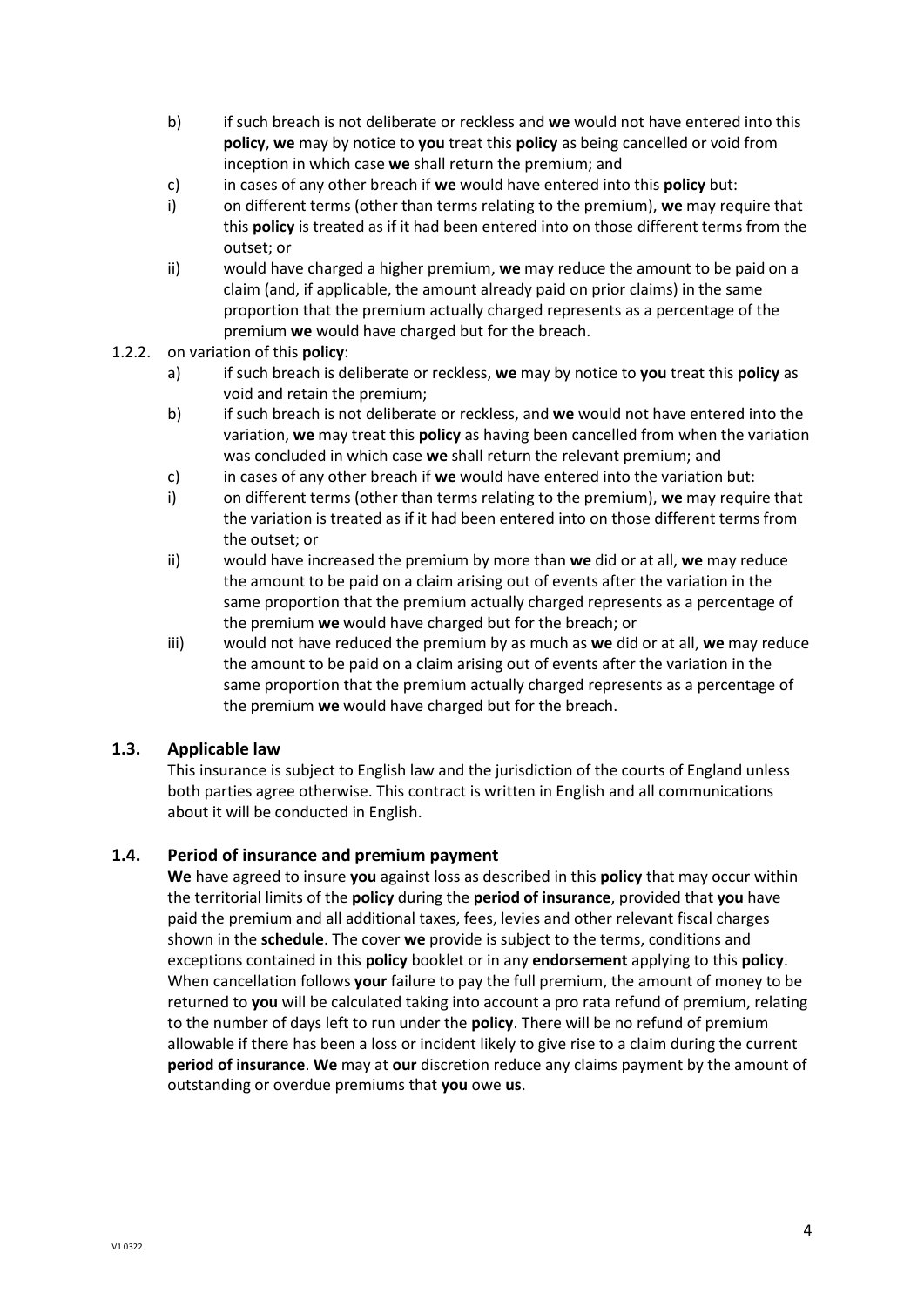b) if such breach is not deliberate or reckless and **we** would not have entered into this **policy**, **we** may by notice to **you** treat this **policy** as being cancelled or void from inception in which case **we** shall return the premium; and

c) in cases of any other breach if **we** would have entered into this **policy** but:

i) on different terms (other than terms relating to the premium), **we** may require that this **policy** is treated as if it had been entered into on those different terms from the outset; or

ii) would have charged a higher premium, **we** may reduce the amount to be paid on a claim (and, if applicable, the amount already paid on prior claims) in the same proportion that the premium actually charged represents as a percentage of the premium **we** would have charged but for the breach.

1.2.2. on variation of this **policy**:

a) if such breach is deliberate or reckless, **we** may by notice to **you** treat this **policy** as void and retain the premium;

b) if such breach is not deliberate or reckless, and **we** would not have entered into the variation, **we** may treat this **policy** as having been cancelled from when the variation was concluded in which case **we** shall return the relevant premium; and

c) in cases of any other breach if **we** would have entered into the variation but:

i) on different terms (other than terms relating to the premium), **we** may require that the variation is treated as if it had been entered into on those different terms from the outset; or

ii) would have increased the premium by more than **we** did or at all, **we** may reduce the amount to be paid on a claim arising out of events after the variation in the same proportion that the premium actually charged represents as a percentage of the premium **we** would have charged but for the breach; or

iii) would not have reduced the premium by as much as **we** did or at all, **we** may reduce the amount to be paid on a claim arising out of events after the variation in the same proportion that the premium actually charged represents as a percentage of the premium **we** would have charged but for the breach.

### 1.3. Applicable law

This insurance is subject to English law and the jurisdiction of the courts of England unless both parties agree otherwise. This contract is written in English and all communications about it will be conducted in English.

### 1.4. Period of insurance and premium payment

**We** have agreed to insure **you** against loss as described in this **policy** that may occur within the territorial limits of the **policy** during the **period of insurance**, provided that **you** have paid the premium and all additional taxes, fees, levies and other relevant fiscal charges shown in the **schedule**. The cover **we** provide is subject to the terms, conditions and exceptions contained in this **policy** booklet or in any **endorsement** applying to this **policy**. When cancellation follows **your** failure to pay the full premium, the amount of money to be returned to **you** will be calculated taking into account a pro rata refund of premium, relating to the number of days left to run under the **policy**. There will be no refund of premium allowable if there has been a loss or incident likely to give rise to a claim during the current **period of insurance**. **We** may at **our** discretion reduce any claims payment by the amount of outstanding or overdue premiums that **you** owe **us**.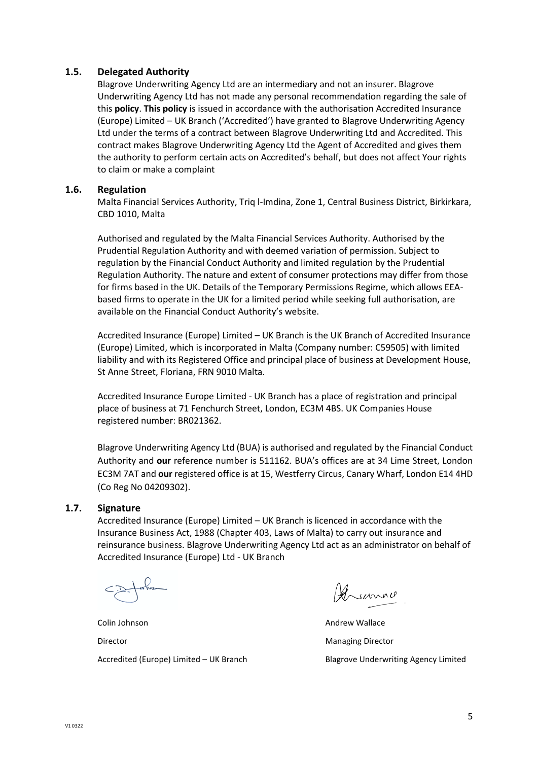### 1.5. Delegated Authority

Blagrove Underwriting Agency Ltd are an intermediary and not an insurer. Blagrove Underwriting Agency Ltd has not made any personal recommendation regarding the sale of this **policy**. **This policy** is issued in accordance with the authorisation Accredited Insurance (Europe) Limited – UK Branch ('Accredited') have granted to Blagrove Underwriting Agency Ltd under the terms of a contract between Blagrove Underwriting Ltd and Accredited. This contract makes Blagrove Underwriting Agency Ltd the Agent of Accredited and gives them the authority to perform certain acts on Accredited's behalf, but does not affect Your rights to claim or make a complaint

### 1.6. Regulation

Malta Financial Services Authority, Triq l-Imdina, Zone 1, Central Business District, Birkirkara, CBD 1010, Malta

Authorised and regulated by the Malta Financial Services Authority. Authorised by the Prudential Regulation Authority and with deemed variation of permission. Subject to regulation by the Financial Conduct Authority and limited regulation by the Prudential Regulation Authority. The nature and extent of consumer protections may differ from those for firms based in the UK. Details of the Temporary Permissions Regime, which allows EEA-based firms to operate in the UK for a limited period while seeking full authorisation, are available on the Financial Conduct Authority's website.

Accredited Insurance (Europe) Limited – UK Branch is the UK Branch of Accredited Insurance (Europe) Limited, which is incorporated in Malta (Company number: C59505) with limited liability and with its Registered Office and principal place of business at Development House, St Anne Street, Floriana, FRN 9010 Malta.

Accredited Insurance Europe Limited - UK Branch has a place of registration and principal place of business at 71 Fenchurch Street, London, EC3M 4BS. UK Companies House registered number: BR021362.

Blagrove Underwriting Agency Ltd (BUA) is authorised and regulated by the Financial Conduct Authority and **our** reference number is 511162. BUA's offices are at 34 Lime Street, London EC3M 7AT and **our** registered office is at 15, Westferry Circus, Canary Wharf, London E14 4HD (Co Reg No 04209302).

### 1.7. Signature

Accredited Insurance (Europe) Limited – UK Branch is licenced in accordance with the Insurance Business Act, 1988 (Chapter 403, Laws of Malta) to carry out insurance and reinsurance business. Blagrove Underwriting Agency Ltd act as an administrator on behalf of Accredited Insurance (Europe) Ltd - UK Branch

Colin Johnson
Director
Accredited (Europe) Limited – UK Branch

Andrew Wallace
Managing Director
Blagrove Underwriting Agency Limited

V1 0322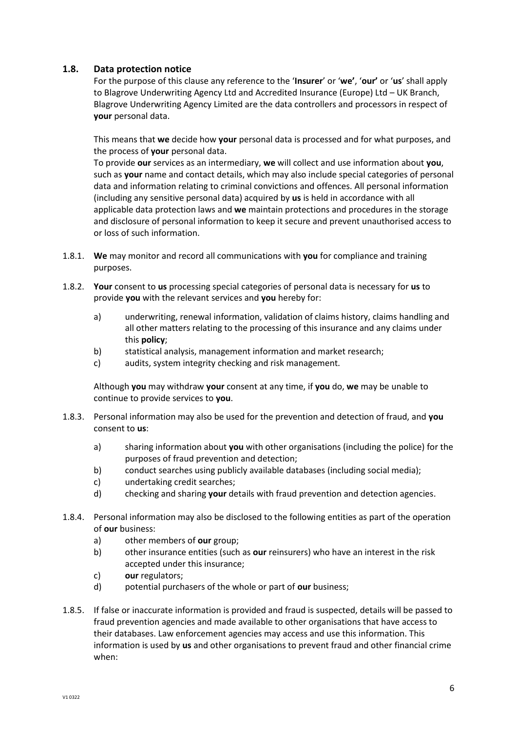## 1.8. Data protection notice

For the purpose of this clause any reference to the '**Insurer**' or '**we'**, '**our'** or '**us**' shall apply to Blagrove Underwriting Agency Ltd and Accredited Insurance (Europe) Ltd – UK Branch, Blagrove Underwriting Agency Limited are the data controllers and processors in respect of **your** personal data.

This means that **we** decide how **your** personal data is processed and for what purposes, and the process of **your** personal data.
To provide **our** services as an intermediary, **we** will collect and use information about **you**, such as **your** name and contact details, which may also include special categories of personal data and information relating to criminal convictions and offences. All personal information (including any sensitive personal data) acquired by **us** is held in accordance with all applicable data protection laws and **we** maintain protections and procedures in the storage and disclosure of personal information to keep it secure and prevent unauthorised access to or loss of such information.

1.8.1. **We** may monitor and record all communications with **you** for compliance and training purposes.

1.8.2. **Your** consent to **us** processing special categories of personal data is necessary for **us** to provide **you** with the relevant services and **you** hereby for:

- a) underwriting, renewal information, validation of claims history, claims handling and all other matters relating to the processing of this insurance and any claims under this **policy**;
- b) statistical analysis, management information and market research;
- c) audits, system integrity checking and risk management.

Although **you** may withdraw **your** consent at any time, if **you** do, **we** may be unable to continue to provide services to **you**.

1.8.3. Personal information may also be used for the prevention and detection of fraud, and **you** consent to **us**:

- a) sharing information about **you** with other organisations (including the police) for the purposes of fraud prevention and detection;
- b) conduct searches using publicly available databases (including social media);
- c) undertaking credit searches;
- d) checking and sharing **your** details with fraud prevention and detection agencies.

1.8.4. Personal information may also be disclosed to the following entities as part of the operation of **our** business:

- a) other members of **our** group;
- b) other insurance entities (such as **our** reinsurers) who have an interest in the risk accepted under this insurance;
- c) **our** regulators;
- d) potential purchasers of the whole or part of **our** business;

1.8.5. If false or inaccurate information is provided and fraud is suspected, details will be passed to fraud prevention agencies and made available to other organisations that have access to their databases. Law enforcement agencies may access and use this information. This information is used by **us** and other organisations to prevent fraud and other financial crime when: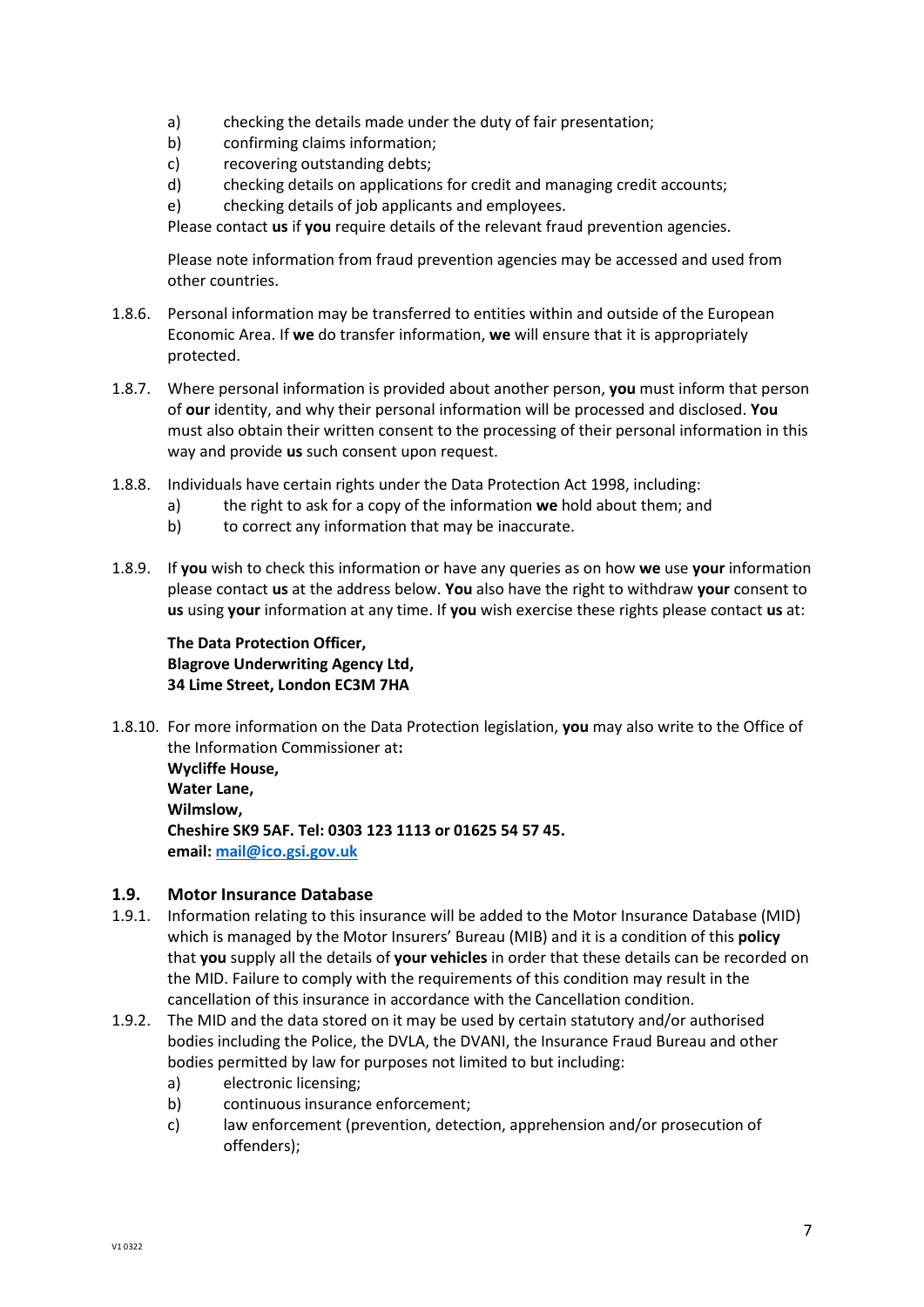a) checking the details made under the duty of fair presentation;
b) confirming claims information;
c) recovering outstanding debts;
d) checking details on applications for credit and managing credit accounts;
e) checking details of job applicants and employees.

Please contact **us** if **you** require details of the relevant fraud prevention agencies.

Please note information from fraud prevention agencies may be accessed and used from other countries.

1.8.6. Personal information may be transferred to entities within and outside of the European Economic Area. If **we** do transfer information, **we** will ensure that it is appropriately protected.

1.8.7. Where personal information is provided about another person, **you** must inform that person of **our** identity, and why their personal information will be processed and disclosed. **You** must also obtain their written consent to the processing of their personal information in this way and provide **us** such consent upon request.

1.8.8. Individuals have certain rights under the Data Protection Act 1998, including:

a) the right to ask for a copy of the information **we** hold about them; and
b) to correct any information that may be inaccurate.

1.8.9. If **you** wish to check this information or have any queries as on how **we** use **your** information please contact **us** at the address below. **You** also have the right to withdraw **your** consent to **us** using **your** information at any time. If **you** wish exercise these rights please contact **us** at:

**The Data Protection Officer,**
**Blagrove Underwriting Agency Ltd,**
**34 Lime Street, London EC3M 7HA**

1.8.10. For more information on the Data Protection legislation, **you** may also write to the Office of the Information Commissioner at**:**
**Wycliffe House,**
**Water Lane,**
**Wilmslow,**
**Cheshire SK9 5AF. Tel: 0303 123 1113 or 01625 54 57 45.**
**email: mail@ico.gsi.gov.uk**

## 1.9. Motor Insurance Database

1.9.1. Information relating to this insurance will be added to the Motor Insurance Database (MID) which is managed by the Motor Insurers' Bureau (MIB) and it is a condition of this **policy** that **you** supply all the details of **your vehicles** in order that these details can be recorded on the MID. Failure to comply with the requirements of this condition may result in the cancellation of this insurance in accordance with the Cancellation condition.

1.9.2. The MID and the data stored on it may be used by certain statutory and/or authorised bodies including the Police, the DVLA, the DVANI, the Insurance Fraud Bureau and other bodies permitted by law for purposes not limited to but including:

a) electronic licensing;
b) continuous insurance enforcement;
c) law enforcement (prevention, detection, apprehension and/or prosecution of offenders);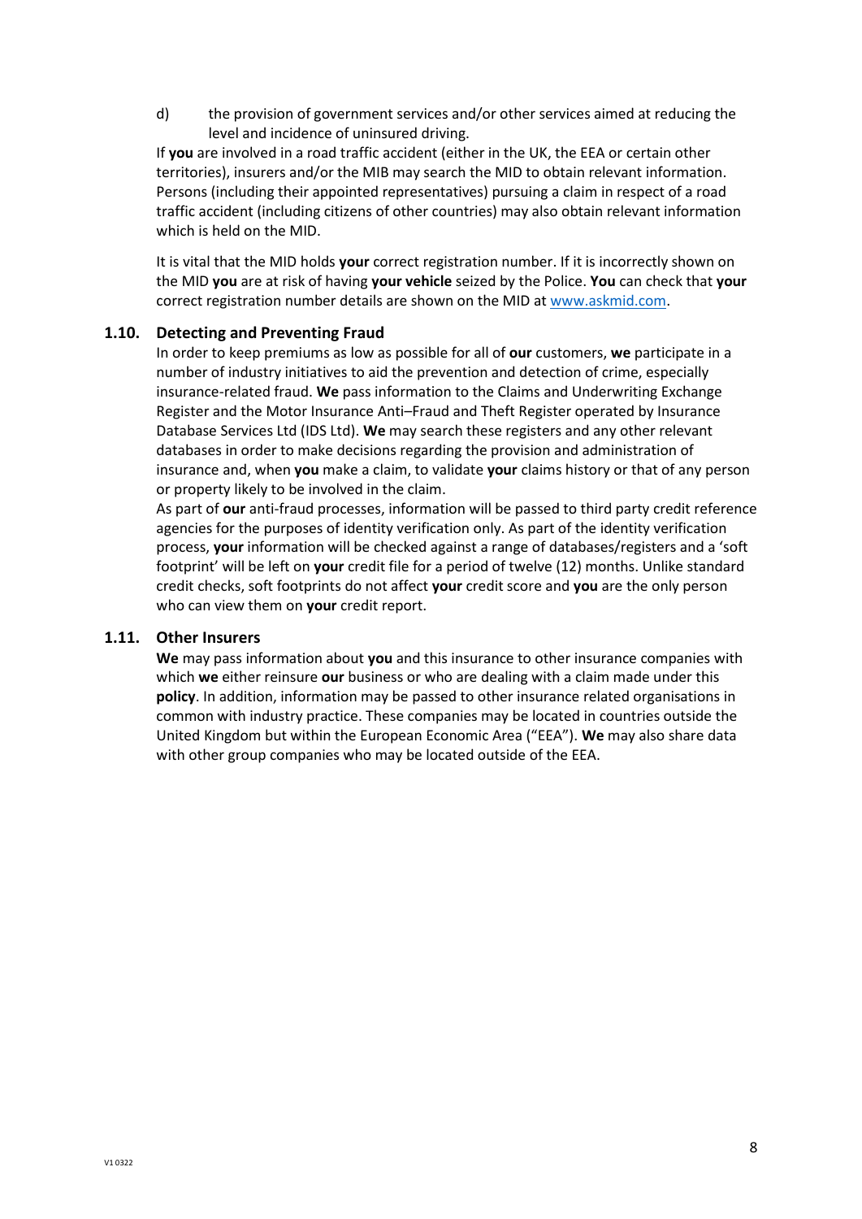d) the provision of government services and/or other services aimed at reducing the level and incidence of uninsured driving.

If **you** are involved in a road traffic accident (either in the UK, the EEA or certain other territories), insurers and/or the MIB may search the MID to obtain relevant information. Persons (including their appointed representatives) pursuing a claim in respect of a road traffic accident (including citizens of other countries) may also obtain relevant information which is held on the MID.

It is vital that the MID holds **your** correct registration number. If it is incorrectly shown on the MID **you** are at risk of having **your vehicle** seized by the Police. **You** can check that **your** correct registration number details are shown on the MID at [www.askmid.com](http://www.askmid.com).

### 1.10. Detecting and Preventing Fraud

In order to keep premiums as low as possible for all of **our** customers, **we** participate in a number of industry initiatives to aid the prevention and detection of crime, especially insurance-related fraud. **We** pass information to the Claims and Underwriting Exchange Register and the Motor Insurance Anti–Fraud and Theft Register operated by Insurance Database Services Ltd (IDS Ltd). **We** may search these registers and any other relevant databases in order to make decisions regarding the provision and administration of insurance and, when **you** make a claim, to validate **your** claims history or that of any person or property likely to be involved in the claim.

As part of **our** anti-fraud processes, information will be passed to third party credit reference agencies for the purposes of identity verification only. As part of the identity verification process, **your** information will be checked against a range of databases/registers and a 'soft footprint' will be left on **your** credit file for a period of twelve (12) months. Unlike standard credit checks, soft footprints do not affect **your** credit score and **you** are the only person who can view them on **your** credit report.

### 1.11. Other Insurers

**We** may pass information about **you** and this insurance to other insurance companies with which **we** either reinsure **our** business or who are dealing with a claim made under this **policy**. In addition, information may be passed to other insurance related organisations in common with industry practice. These companies may be located in countries outside the United Kingdom but within the European Economic Area ("EEA"). **We** may also share data with other group companies who may be located outside of the EEA.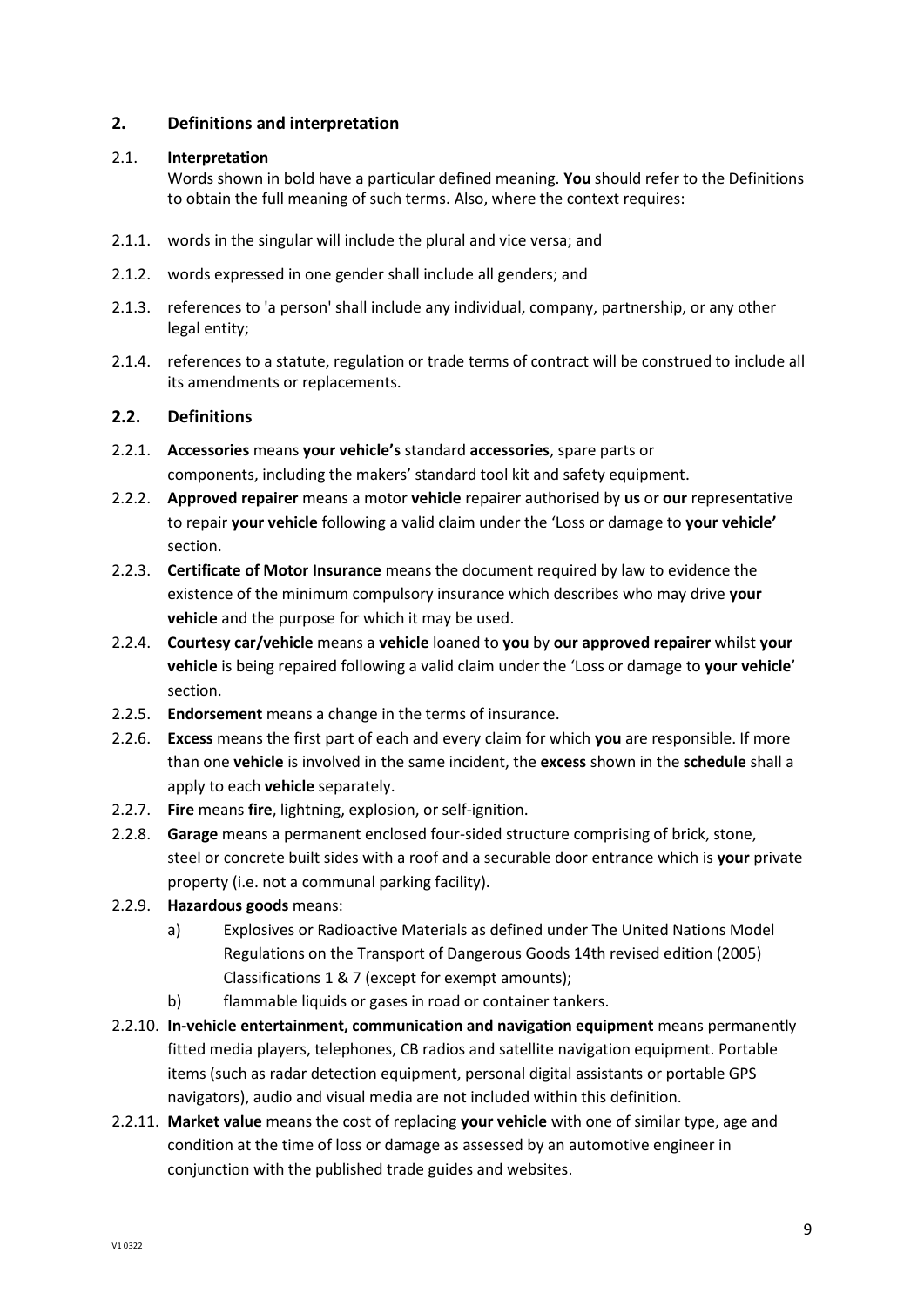## 2. Definitions and interpretation

### 2.1. Interpretation

Words shown in bold have a particular defined meaning. **You** should refer to the Definitions to obtain the full meaning of such terms. Also, where the context requires:

2.1.1. words in the singular will include the plural and vice versa; and

2.1.2. words expressed in one gender shall include all genders; and

2.1.3. references to 'a person' shall include any individual, company, partnership, or any other legal entity;

2.1.4. references to a statute, regulation or trade terms of contract will be construed to include all its amendments or replacements.

### 2.2. Definitions

2.2.1. **Accessories** means **your vehicle's** standard **accessories**, spare parts or components, including the makers' standard tool kit and safety equipment.

2.2.2. **Approved repairer** means a motor **vehicle** repairer authorised by **us** or **our** representative to repair **your vehicle** following a valid claim under the 'Loss or damage to **your vehicle'** section.

2.2.3. **Certificate of Motor Insurance** means the document required by law to evidence the existence of the minimum compulsory insurance which describes who may drive **your vehicle** and the purpose for which it may be used.

2.2.4. **Courtesy car/vehicle** means a **vehicle** loaned to **you** by **our approved repairer** whilst **your vehicle** is being repaired following a valid claim under the 'Loss or damage to **your vehicle**' section.

2.2.5. **Endorsement** means a change in the terms of insurance.

2.2.6. **Excess** means the first part of each and every claim for which **you** are responsible. If more than one **vehicle** is involved in the same incident, the **excess** shown in the **schedule** shall a apply to each **vehicle** separately.

2.2.7. **Fire** means **fire**, lightning, explosion, or self-ignition.

2.2.8. **Garage** means a permanent enclosed four-sided structure comprising of brick, stone, steel or concrete built sides with a roof and a securable door entrance which is **your** private property (i.e. not a communal parking facility).

2.2.9. **Hazardous goods** means:

a) Explosives or Radioactive Materials as defined under The United Nations Model Regulations on the Transport of Dangerous Goods 14th revised edition (2005) Classifications 1 & 7 (except for exempt amounts);

b) flammable liquids or gases in road or container tankers.

2.2.10. **In-vehicle entertainment, communication and navigation equipment** means permanently fitted media players, telephones, CB radios and satellite navigation equipment. Portable items (such as radar detection equipment, personal digital assistants or portable GPS navigators), audio and visual media are not included within this definition.

2.2.11. **Market value** means the cost of replacing **your vehicle** with one of similar type, age and condition at the time of loss or damage as assessed by an automotive engineer in conjunction with the published trade guides and websites.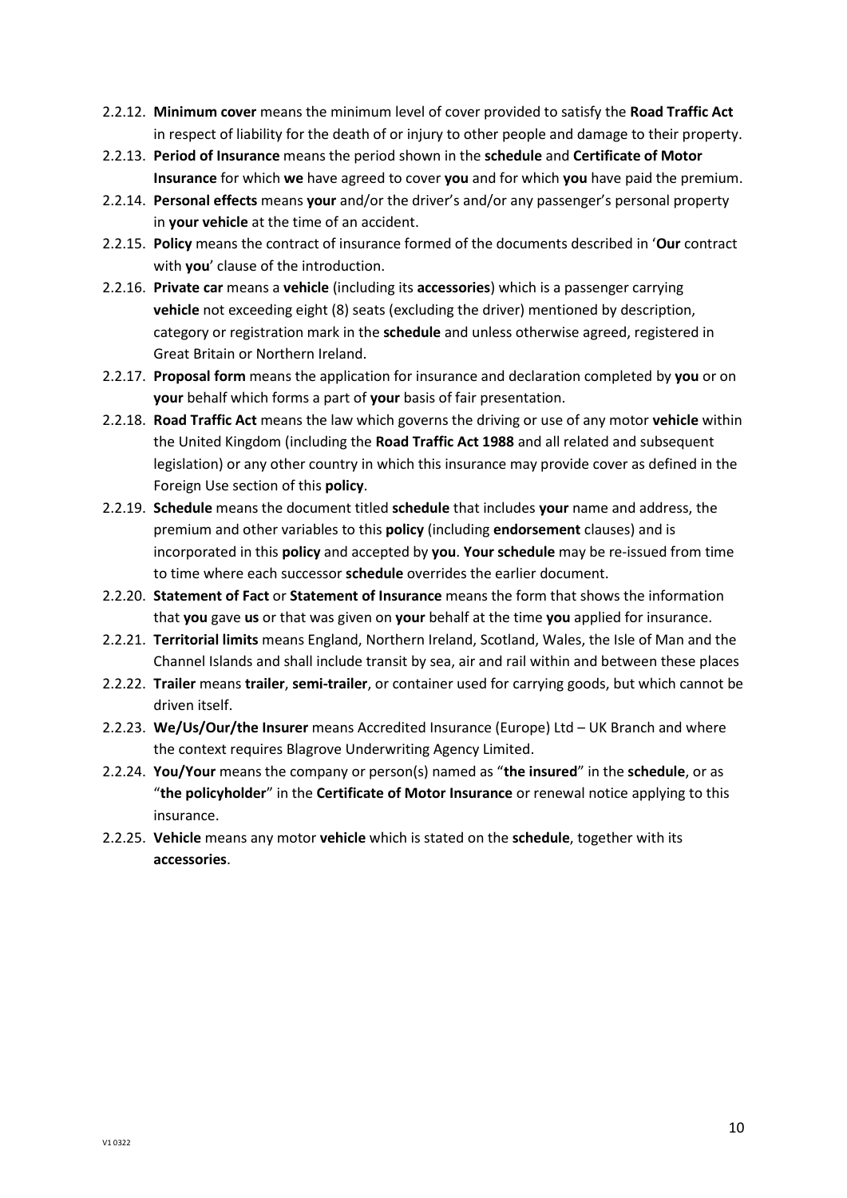2.2.12. **Minimum cover** means the minimum level of cover provided to satisfy the **Road Traffic Act** in respect of liability for the death of or injury to other people and damage to their property.

2.2.13. **Period of Insurance** means the period shown in the **schedule** and **Certificate of Motor Insurance** for which **we** have agreed to cover **you** and for which **you** have paid the premium.

2.2.14. **Personal effects** means **your** and/or the driver's and/or any passenger's personal property in **your vehicle** at the time of an accident.

2.2.15. **Policy** means the contract of insurance formed of the documents described in '**Our** contract with **you**' clause of the introduction.

2.2.16. **Private car** means a **vehicle** (including its **accessories**) which is a passenger carrying **vehicle** not exceeding eight (8) seats (excluding the driver) mentioned by description, category or registration mark in the **schedule** and unless otherwise agreed, registered in Great Britain or Northern Ireland.

2.2.17. **Proposal form** means the application for insurance and declaration completed by **you** or on **your** behalf which forms a part of **your** basis of fair presentation.

2.2.18. **Road Traffic Act** means the law which governs the driving or use of any motor **vehicle** within the United Kingdom (including the **Road Traffic Act 1988** and all related and subsequent legislation) or any other country in which this insurance may provide cover as defined in the Foreign Use section of this **policy**.

2.2.19. **Schedule** means the document titled **schedule** that includes **your** name and address, the premium and other variables to this **policy** (including **endorsement** clauses) and is incorporated in this **policy** and accepted by **you**. **Your schedule** may be re-issued from time to time where each successor **schedule** overrides the earlier document.

2.2.20. **Statement of Fact** or **Statement of Insurance** means the form that shows the information that **you** gave **us** or that was given on **your** behalf at the time **you** applied for insurance.

2.2.21. **Territorial limits** means England, Northern Ireland, Scotland, Wales, the Isle of Man and the Channel Islands and shall include transit by sea, air and rail within and between these places

2.2.22. **Trailer** means **trailer**, **semi-trailer**, or container used for carrying goods, but which cannot be driven itself.

2.2.23. **We/Us/Our/the Insurer** means Accredited Insurance (Europe) Ltd – UK Branch and where the context requires Blagrove Underwriting Agency Limited.

2.2.24. **You/Your** means the company or person(s) named as "**the insured**" in the **schedule**, or as "**the policyholder**" in the **Certificate of Motor Insurance** or renewal notice applying to this insurance.

2.2.25. **Vehicle** means any motor **vehicle** which is stated on the **schedule**, together with its **accessories**.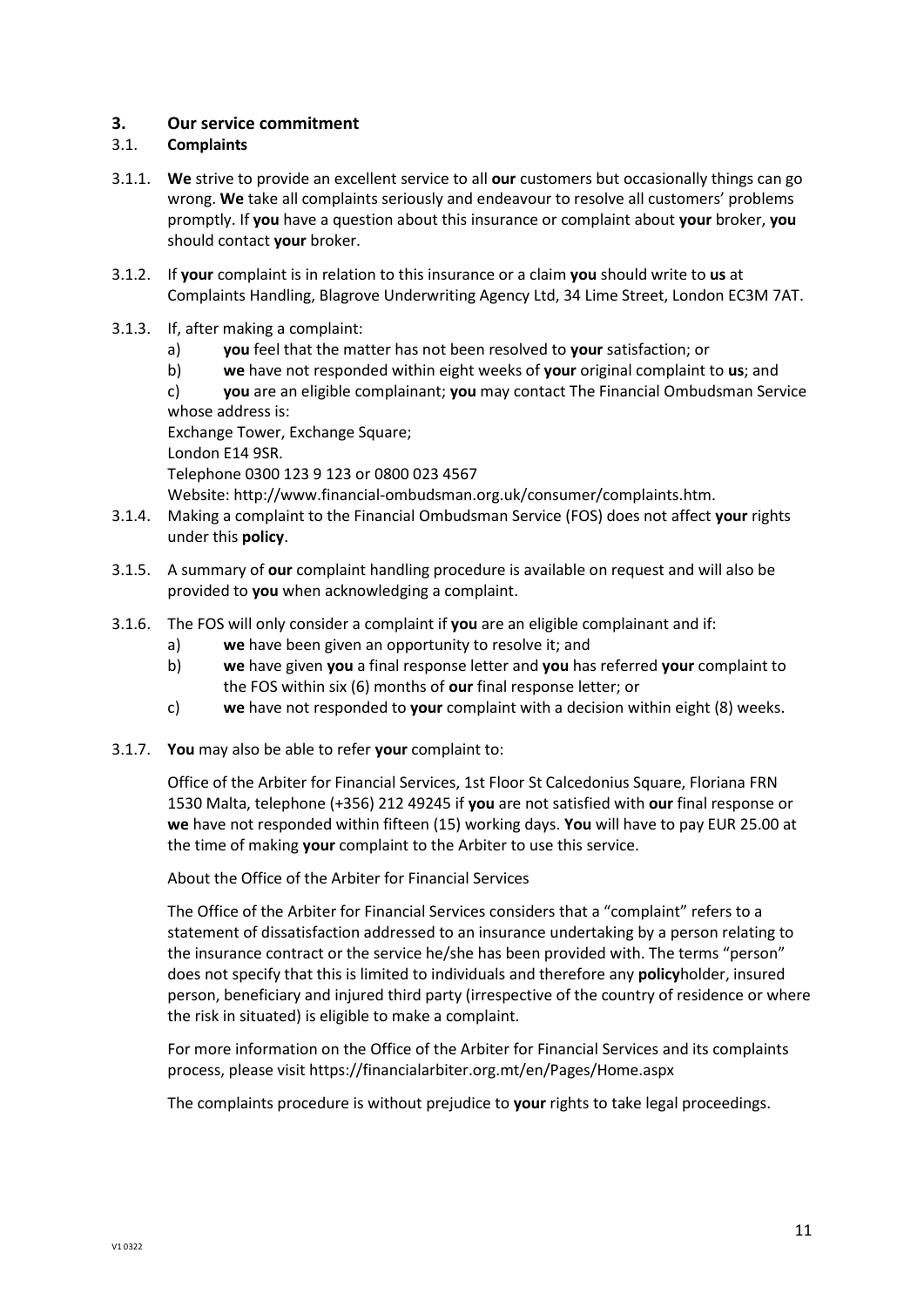## 3. Our service commitment

### 3.1. Complaints

3.1.1. **We** strive to provide an excellent service to all **our** customers but occasionally things can go wrong. **We** take all complaints seriously and endeavour to resolve all customers' problems promptly. If **you** have a question about this insurance or complaint about **your** broker, **you** should contact **your** broker.

3.1.2. If **your** complaint is in relation to this insurance or a claim **you** should write to **us** at Complaints Handling, Blagrove Underwriting Agency Ltd, 34 Lime Street, London EC3M 7AT.

3.1.3. If, after making a complaint:

a) **you** feel that the matter has not been resolved to **your** satisfaction; or

b) **we** have not responded within eight weeks of **your** original complaint to **us**; and

c) **you** are an eligible complainant; **you** may contact The Financial Ombudsman Service whose address is:

Exchange Tower, Exchange Square;
London E14 9SR.
Telephone 0300 123 9 123 or 0800 023 4567
Website: http://www.financial-ombudsman.org.uk/consumer/complaints.htm.

3.1.4. Making a complaint to the Financial Ombudsman Service (FOS) does not affect **your** rights under this **policy**.

3.1.5. A summary of **our** complaint handling procedure is available on request and will also be provided to **you** when acknowledging a complaint.

3.1.6. The FOS will only consider a complaint if **you** are an eligible complainant and if:

a) **we** have been given an opportunity to resolve it; and

b) **we** have given **you** a final response letter and **you** has referred **your** complaint to the FOS within six (6) months of **our** final response letter; or

c) **we** have not responded to **your** complaint with a decision within eight (8) weeks.

3.1.7. **You** may also be able to refer **your** complaint to:

Office of the Arbiter for Financial Services, 1st Floor St Calcedonius Square, Floriana FRN 1530 Malta, telephone (+356) 212 49245 if **you** are not satisfied with **our** final response or **we** have not responded within fifteen (15) working days. **You** will have to pay EUR 25.00 at the time of making **your** complaint to the Arbiter to use this service.

About the Office of the Arbiter for Financial Services

The Office of the Arbiter for Financial Services considers that a "complaint" refers to a statement of dissatisfaction addressed to an insurance undertaking by a person relating to the insurance contract or the service he/she has been provided with. The terms "person" does not specify that this is limited to individuals and therefore any **policy**holder, insured person, beneficiary and injured third party (irrespective of the country of residence or where the risk in situated) is eligible to make a complaint.

For more information on the Office of the Arbiter for Financial Services and its complaints process, please visit https://financialarbiter.org.mt/en/Pages/Home.aspx

The complaints procedure is without prejudice to **your** rights to take legal proceedings.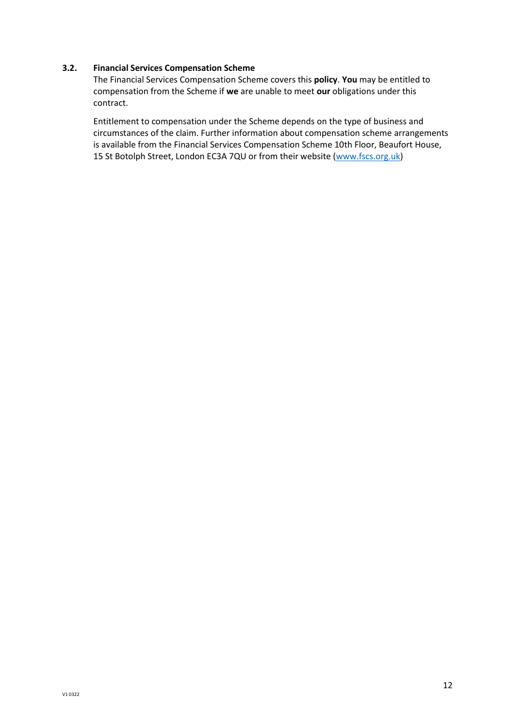### 3.2. Financial Services Compensation Scheme

The Financial Services Compensation Scheme covers this **policy**. **You** may be entitled to compensation from the Scheme if **we** are unable to meet **our** obligations under this contract.

Entitlement to compensation under the Scheme depends on the type of business and circumstances of the claim. Further information about compensation scheme arrangements is available from the Financial Services Compensation Scheme 10th Floor, Beaufort House, 15 St Botolph Street, London EC3A 7QU or from their website (www.fscs.org.uk)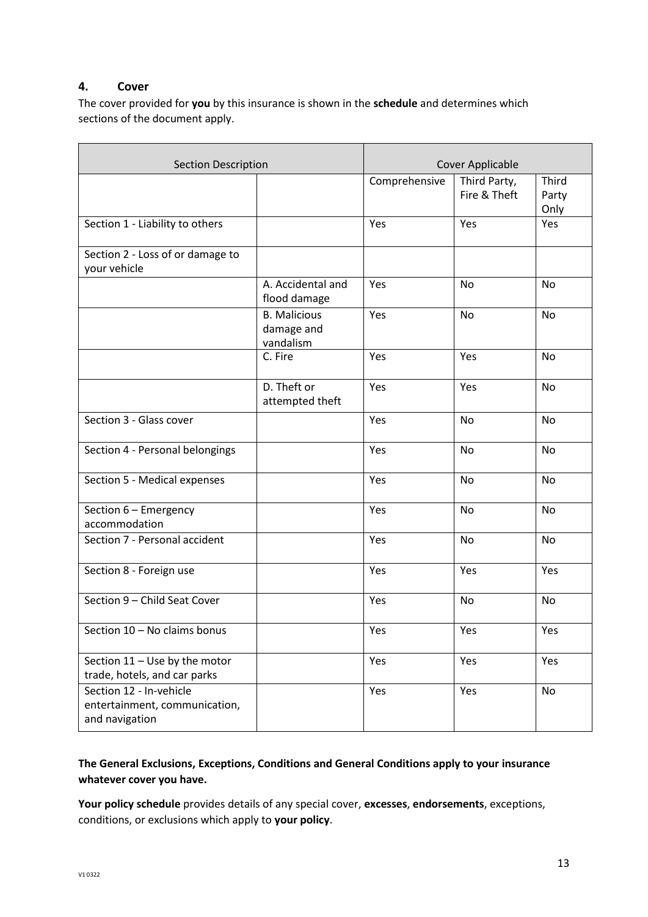## 4. Cover

The cover provided for **you** by this insurance is shown in the **schedule** and determines which sections of the document apply.

| Section Description | | Cover Applicable | | |
|---|---|---|---|---|
| | | Comprehensive | Third Party, Fire & Theft | Third Party Only |
| Section 1 - Liability to others | | Yes | Yes | Yes |
| Section 2 - Loss of or damage to your vehicle | | | | |
| | A. Accidental and flood damage | Yes | No | No |
| | B. Malicious damage and vandalism | Yes | No | No |
| | C. Fire | Yes | Yes | No |
| | D. Theft or attempted theft | Yes | Yes | No |
| Section 3 - Glass cover | | Yes | No | No |
| Section 4 - Personal belongings | | Yes | No | No |
| Section 5 - Medical expenses | | Yes | No | No |
| Section 6 – Emergency accommodation | | Yes | No | No |
| Section 7 - Personal accident | | Yes | No | No |
| Section 8 - Foreign use | | Yes | Yes | Yes |
| Section 9 – Child Seat Cover | | Yes | No | No |
| Section 10 – No claims bonus | | Yes | Yes | Yes |
| Section 11 – Use by the motor trade, hotels, and car parks | | Yes | Yes | Yes |
| Section 12 - In-vehicle entertainment, communication, and navigation | | Yes | Yes | No |

**The General Exclusions, Exceptions, Conditions and General Conditions apply to your insurance whatever cover you have.**

**Your policy schedule** provides details of any special cover, **excesses**, **endorsements**, exceptions, conditions, or exclusions which apply to **your policy**.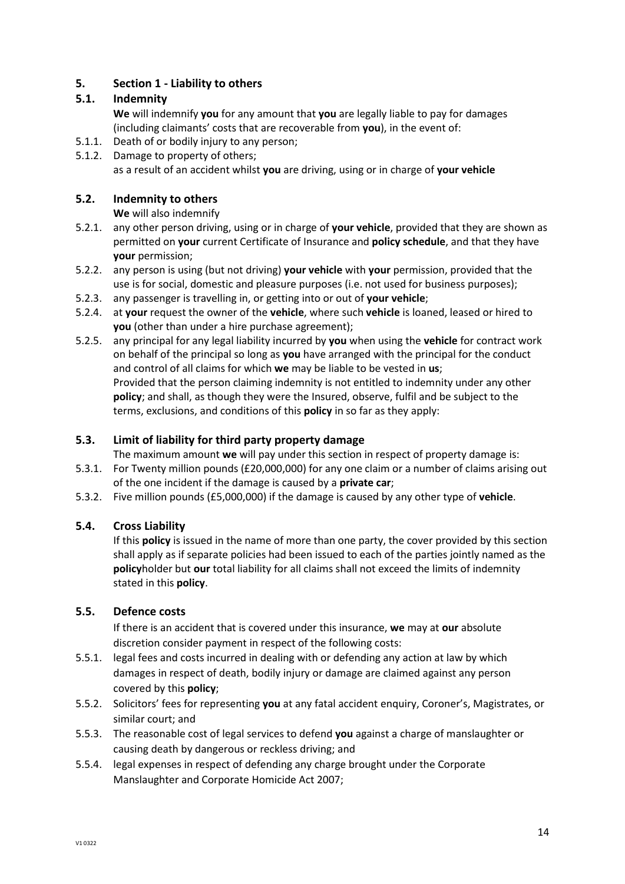## 5. Section 1 - Liability to others

### 5.1. Indemnity

**We** will indemnify **you** for any amount that **you** are legally liable to pay for damages (including claimants' costs that are recoverable from **you**), in the event of:

5.1.1. Death of or bodily injury to any person;

5.1.2. Damage to property of others;

as a result of an accident whilst **you** are driving, using or in charge of **your vehicle**

### 5.2. Indemnity to others

**We** will also indemnify

5.2.1. any other person driving, using or in charge of **your vehicle**, provided that they are shown as permitted on **your** current Certificate of Insurance and **policy schedule**, and that they have **your** permission;

5.2.2. any person is using (but not driving) **your vehicle** with **your** permission, provided that the use is for social, domestic and pleasure purposes (i.e. not used for business purposes);

5.2.3. any passenger is travelling in, or getting into or out of **your vehicle**;

5.2.4. at **your** request the owner of the **vehicle**, where such **vehicle** is loaned, leased or hired to **you** (other than under a hire purchase agreement);

5.2.5. any principal for any legal liability incurred by **you** when using the **vehicle** for contract work on behalf of the principal so long as **you** have arranged with the principal for the conduct and control of all claims for which **we** may be liable to be vested in **us**;

Provided that the person claiming indemnity is not entitled to indemnity under any other **policy**; and shall, as though they were the Insured, observe, fulfil and be subject to the terms, exclusions, and conditions of this **policy** in so far as they apply:

### 5.3. Limit of liability for third party property damage

The maximum amount **we** will pay under this section in respect of property damage is:

5.3.1. For Twenty million pounds (£20,000,000) for any one claim or a number of claims arising out of the one incident if the damage is caused by a **private car**;

5.3.2. Five million pounds (£5,000,000) if the damage is caused by any other type of **vehicle**.

### 5.4. Cross Liability

If this **policy** is issued in the name of more than one party, the cover provided by this section shall apply as if separate policies had been issued to each of the parties jointly named as the **policy**holder but **our** total liability for all claims shall not exceed the limits of indemnity stated in this **policy**.

### 5.5. Defence costs

If there is an accident that is covered under this insurance, **we** may at **our** absolute discretion consider payment in respect of the following costs:

5.5.1. legal fees and costs incurred in dealing with or defending any action at law by which damages in respect of death, bodily injury or damage are claimed against any person covered by this **policy**;

5.5.2. Solicitors' fees for representing **you** at any fatal accident enquiry, Coroner's, Magistrates, or similar court; and

5.5.3. The reasonable cost of legal services to defend **you** against a charge of manslaughter or causing death by dangerous or reckless driving; and

5.5.4. legal expenses in respect of defending any charge brought under the Corporate Manslaughter and Corporate Homicide Act 2007;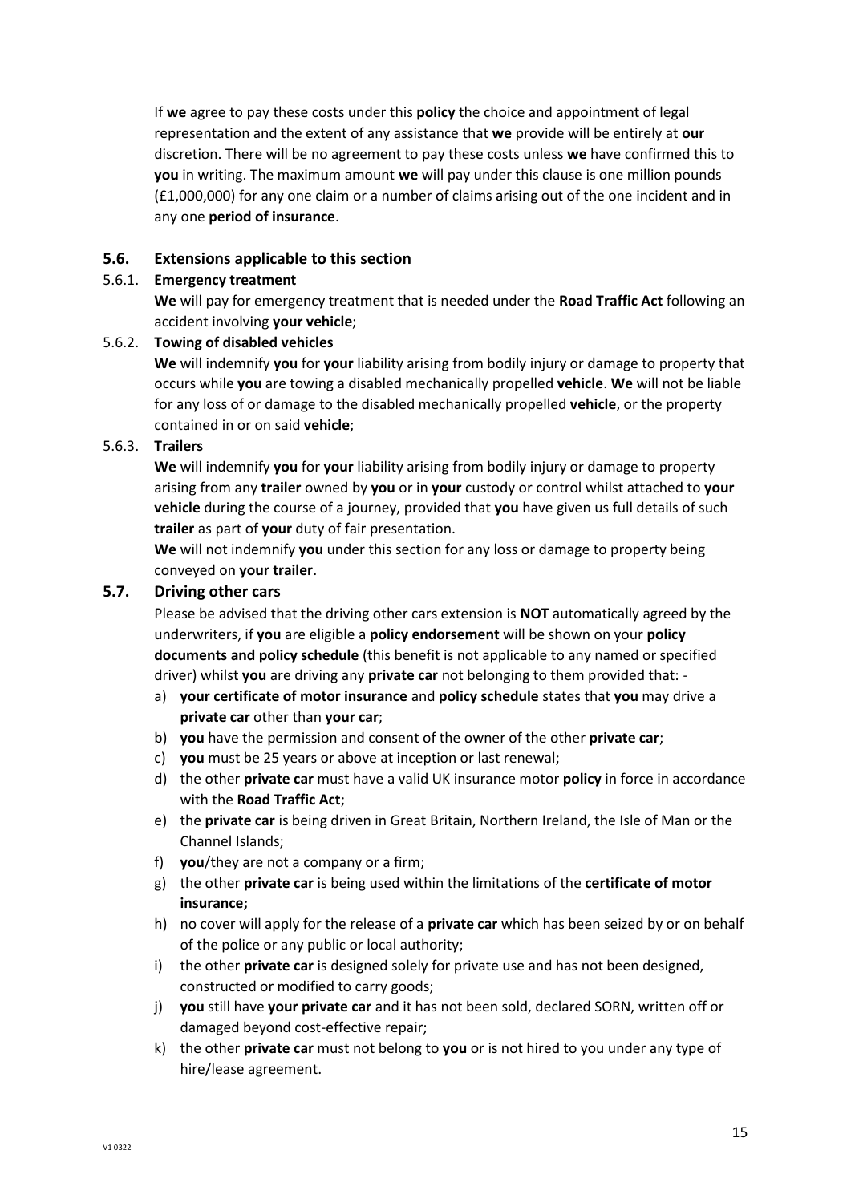If **we** agree to pay these costs under this **policy** the choice and appointment of legal representation and the extent of any assistance that **we** provide will be entirely at **our** discretion. There will be no agreement to pay these costs unless **we** have confirmed this to **you** in writing. The maximum amount **we** will pay under this clause is one million pounds (£1,000,000) for any one claim or a number of claims arising out of the one incident and in any one **period of insurance**.

### 5.6. Extensions applicable to this section

#### 5.6.1. Emergency treatment

**We** will pay for emergency treatment that is needed under the **Road Traffic Act** following an accident involving **your vehicle**;

#### 5.6.2. Towing of disabled vehicles

**We** will indemnify **you** for **your** liability arising from bodily injury or damage to property that occurs while **you** are towing a disabled mechanically propelled **vehicle**. **We** will not be liable for any loss of or damage to the disabled mechanically propelled **vehicle**, or the property contained in or on said **vehicle**;

#### 5.6.3. Trailers

**We** will indemnify **you** for **your** liability arising from bodily injury or damage to property arising from any **trailer** owned by **you** or in **your** custody or control whilst attached to **your vehicle** during the course of a journey, provided that **you** have given us full details of such **trailer** as part of **your** duty of fair presentation.

**We** will not indemnify **you** under this section for any loss or damage to property being conveyed on **your trailer**.

### 5.7. Driving other cars

Please be advised that the driving other cars extension is **NOT** automatically agreed by the underwriters, if **you** are eligible a **policy endorsement** will be shown on your **policy documents and policy schedule** (this benefit is not applicable to any named or specified driver) whilst **you** are driving any **private car** not belonging to them provided that: -

a) **your certificate of motor insurance** and **policy schedule** states that **you** may drive a **private car** other than **your car**;
b) **you** have the permission and consent of the owner of the other **private car**;
c) **you** must be 25 years or above at inception or last renewal;
d) the other **private car** must have a valid UK insurance motor **policy** in force in accordance with the **Road Traffic Act**;
e) the **private car** is being driven in Great Britain, Northern Ireland, the Isle of Man or the Channel Islands;
f) **you**/they are not a company or a firm;
g) the other **private car** is being used within the limitations of the **certificate of motor insurance;**
h) no cover will apply for the release of a **private car** which has been seized by or on behalf of the police or any public or local authority;
i) the other **private car** is designed solely for private use and has not been designed, constructed or modified to carry goods;
j) **you** still have **your private car** and it has not been sold, declared SORN, written off or damaged beyond cost-effective repair;
k) the other **private car** must not belong to **you** or is not hired to you under any type of hire/lease agreement.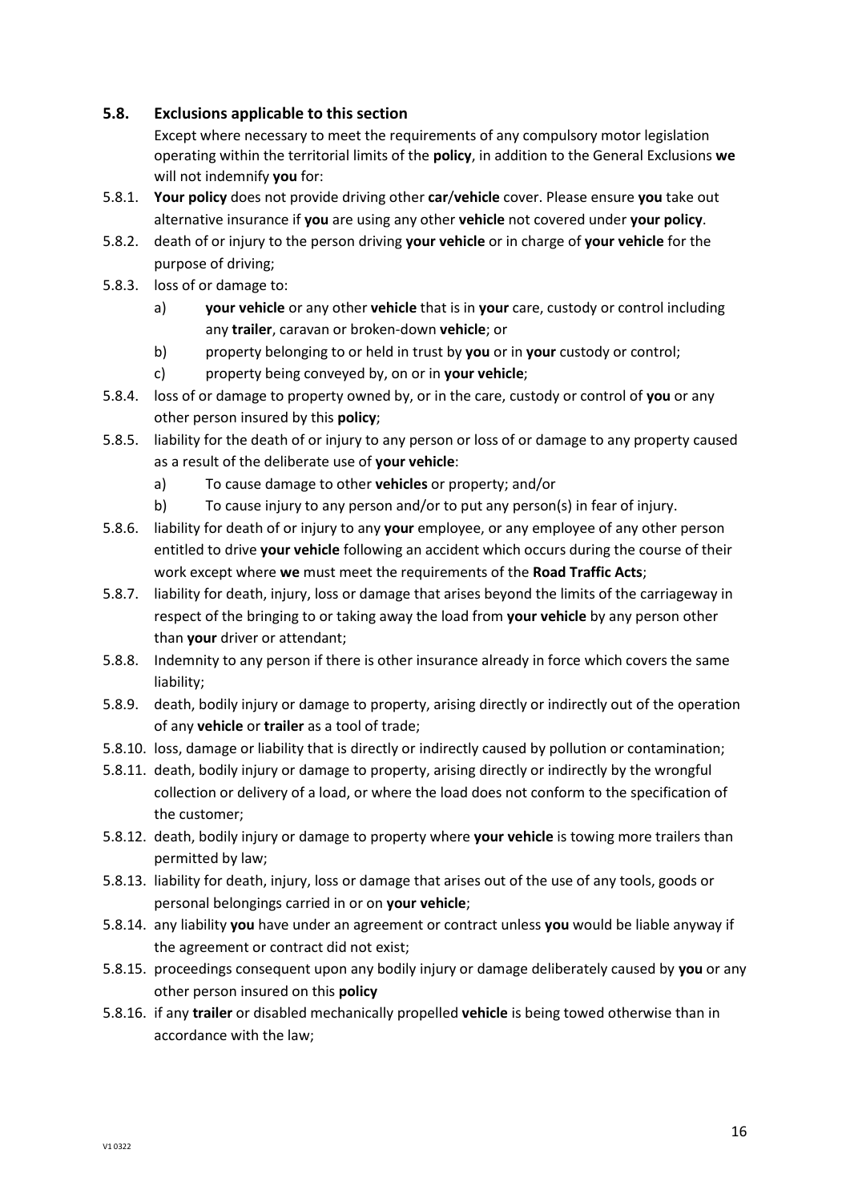### 5.8. Exclusions applicable to this section

Except where necessary to meet the requirements of any compulsory motor legislation operating within the territorial limits of the **policy**, in addition to the General Exclusions **we** will not indemnify **you** for:

5.8.1. **Your policy** does not provide driving other **car**/**vehicle** cover. Please ensure **you** take out alternative insurance if **you** are using any other **vehicle** not covered under **your policy**.

5.8.2. death of or injury to the person driving **your vehicle** or in charge of **your vehicle** for the purpose of driving;

5.8.3. loss of or damage to:

- a) **your vehicle** or any other **vehicle** that is in **your** care, custody or control including any **trailer**, caravan or broken-down **vehicle**; or
- b) property belonging to or held in trust by **you** or in **your** custody or control;
- c) property being conveyed by, on or in **your vehicle**;

5.8.4. loss of or damage to property owned by, or in the care, custody or control of **you** or any other person insured by this **policy**;

5.8.5. liability for the death of or injury to any person or loss of or damage to any property caused as a result of the deliberate use of **your vehicle**:

- a) To cause damage to other **vehicles** or property; and/or
- b) To cause injury to any person and/or to put any person(s) in fear of injury.

5.8.6. liability for death of or injury to any **your** employee, or any employee of any other person entitled to drive **your vehicle** following an accident which occurs during the course of their work except where **we** must meet the requirements of the **Road Traffic Acts**;

5.8.7. liability for death, injury, loss or damage that arises beyond the limits of the carriageway in respect of the bringing to or taking away the load from **your vehicle** by any person other than **your** driver or attendant;

5.8.8. Indemnity to any person if there is other insurance already in force which covers the same liability;

5.8.9. death, bodily injury or damage to property, arising directly or indirectly out of the operation of any **vehicle** or **trailer** as a tool of trade;

5.8.10. loss, damage or liability that is directly or indirectly caused by pollution or contamination;

5.8.11. death, bodily injury or damage to property, arising directly or indirectly by the wrongful collection or delivery of a load, or where the load does not conform to the specification of the customer;

5.8.12. death, bodily injury or damage to property where **your vehicle** is towing more trailers than permitted by law;

5.8.13. liability for death, injury, loss or damage that arises out of the use of any tools, goods or personal belongings carried in or on **your vehicle**;

5.8.14. any liability **you** have under an agreement or contract unless **you** would be liable anyway if the agreement or contract did not exist;

5.8.15. proceedings consequent upon any bodily injury or damage deliberately caused by **you** or any other person insured on this **policy**

5.8.16. if any **trailer** or disabled mechanically propelled **vehicle** is being towed otherwise than in accordance with the law;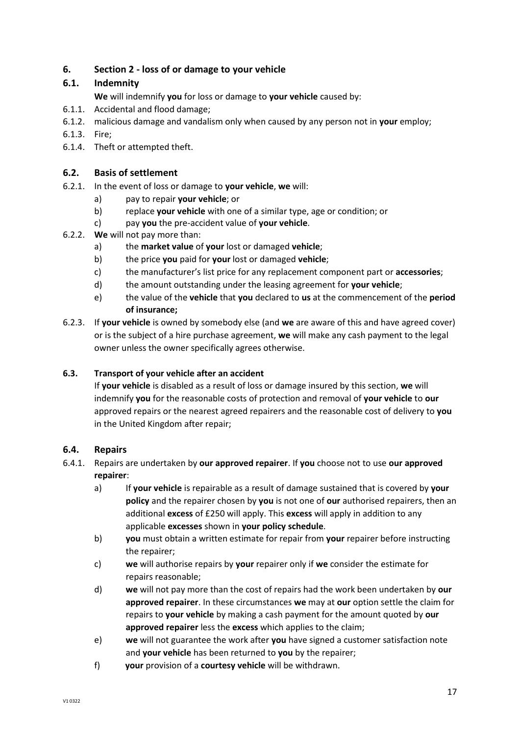## 6. Section 2 - loss of or damage to your vehicle

### 6.1. Indemnity

**We** will indemnify **you** for loss or damage to **your vehicle** caused by:

6.1.1. Accidental and flood damage;

6.1.2. malicious damage and vandalism only when caused by any person not in **your** employ;

6.1.3. Fire;

6.1.4. Theft or attempted theft.

### 6.2. Basis of settlement

6.2.1. In the event of loss or damage to **your vehicle**, **we** will:

a) pay to repair **your vehicle**; or

b) replace **your vehicle** with one of a similar type, age or condition; or

c) pay **you** the pre-accident value of **your vehicle**.

6.2.2. **We** will not pay more than:

a) the **market value** of **your** lost or damaged **vehicle**;

b) the price **you** paid for **your** lost or damaged **vehicle**;

c) the manufacturer's list price for any replacement component part or **accessories**;

d) the amount outstanding under the leasing agreement for **your vehicle**;

e) the value of the **vehicle** that **you** declared to **us** at the commencement of the **period of insurance;**

6.2.3. If **your vehicle** is owned by somebody else (and **we** are aware of this and have agreed cover) or is the subject of a hire purchase agreement, **we** will make any cash payment to the legal owner unless the owner specifically agrees otherwise.

### 6.3. Transport of your vehicle after an accident

If **your vehicle** is disabled as a result of loss or damage insured by this section, **we** will indemnify **you** for the reasonable costs of protection and removal of **your vehicle** to **our** approved repairs or the nearest agreed repairers and the reasonable cost of delivery to **you** in the United Kingdom after repair;

### 6.4. Repairs

6.4.1. Repairs are undertaken by **our approved repairer**. If **you** choose not to use **our approved repairer**:

a) If **your vehicle** is repairable as a result of damage sustained that is covered by **your policy** and the repairer chosen by **you** is not one of **our** authorised repairers, then an additional **excess** of £250 will apply. This **excess** will apply in addition to any applicable **excesses** shown in **your policy schedule**.

b) **you** must obtain a written estimate for repair from **your** repairer before instructing the repairer;

c) **we** will authorise repairs by **your** repairer only if **we** consider the estimate for repairs reasonable;

d) **we** will not pay more than the cost of repairs had the work been undertaken by **our approved repairer**. In these circumstances **we** may at **our** option settle the claim for repairs to **your vehicle** by making a cash payment for the amount quoted by **our approved repairer** less the **excess** which applies to the claim;

e) **we** will not guarantee the work after **you** have signed a customer satisfaction note and **your vehicle** has been returned to **you** by the repairer;

f) **your** provision of a **courtesy vehicle** will be withdrawn.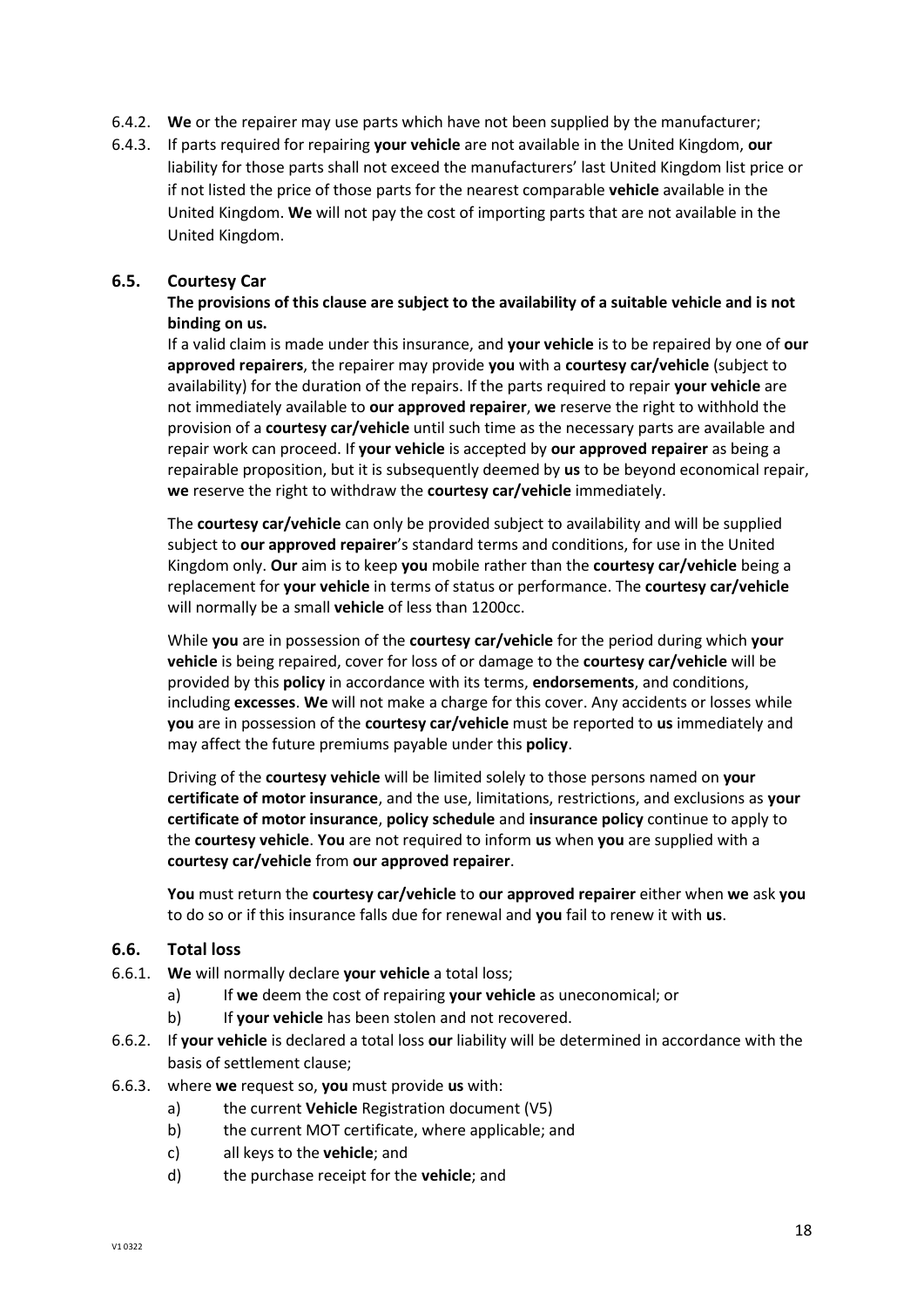6.4.2. **We** or the repairer may use parts which have not been supplied by the manufacturer;

6.4.3. If parts required for repairing **your vehicle** are not available in the United Kingdom, **our** liability for those parts shall not exceed the manufacturers' last United Kingdom list price or if not listed the price of those parts for the nearest comparable **vehicle** available in the United Kingdom. **We** will not pay the cost of importing parts that are not available in the United Kingdom.

### 6.5. Courtesy Car

**The provisions of this clause are subject to the availability of a suitable vehicle and is not binding on us.**

If a valid claim is made under this insurance, and **your vehicle** is to be repaired by one of **our approved repairers**, the repairer may provide **you** with a **courtesy car/vehicle** (subject to availability) for the duration of the repairs. If the parts required to repair **your vehicle** are not immediately available to **our approved repairer**, **we** reserve the right to withhold the provision of a **courtesy car/vehicle** until such time as the necessary parts are available and repair work can proceed. If **your vehicle** is accepted by **our approved repairer** as being a repairable proposition, but it is subsequently deemed by **us** to be beyond economical repair, **we** reserve the right to withdraw the **courtesy car/vehicle** immediately.

The **courtesy car/vehicle** can only be provided subject to availability and will be supplied subject to **our approved repairer**'s standard terms and conditions, for use in the United Kingdom only. **Our** aim is to keep **you** mobile rather than the **courtesy car/vehicle** being a replacement for **your vehicle** in terms of status or performance. The **courtesy car/vehicle** will normally be a small **vehicle** of less than 1200cc.

While **you** are in possession of the **courtesy car/vehicle** for the period during which **your vehicle** is being repaired, cover for loss of or damage to the **courtesy car/vehicle** will be provided by this **policy** in accordance with its terms, **endorsements**, and conditions, including **excesses**. **We** will not make a charge for this cover. Any accidents or losses while **you** are in possession of the **courtesy car/vehicle** must be reported to **us** immediately and may affect the future premiums payable under this **policy**.

Driving of the **courtesy vehicle** will be limited solely to those persons named on **your certificate of motor insurance**, and the use, limitations, restrictions, and exclusions as **your certificate of motor insurance**, **policy schedule** and **insurance policy** continue to apply to the **courtesy vehicle**. **You** are not required to inform **us** when **you** are supplied with a **courtesy car/vehicle** from **our approved repairer**.

**You** must return the **courtesy car/vehicle** to **our approved repairer** either when **we** ask **you** to do so or if this insurance falls due for renewal and **you** fail to renew it with **us**.

### 6.6. Total loss

6.6.1. **We** will normally declare **your vehicle** a total loss;

- a) If **we** deem the cost of repairing **your vehicle** as uneconomical; or
- b) If **your vehicle** has been stolen and not recovered.

6.6.2. If **your vehicle** is declared a total loss **our** liability will be determined in accordance with the basis of settlement clause;

6.6.3. where **we** request so, **you** must provide **us** with:

- a) the current **Vehicle** Registration document (V5)
- b) the current MOT certificate, where applicable; and
- c) all keys to the **vehicle**; and
- d) the purchase receipt for the **vehicle**; and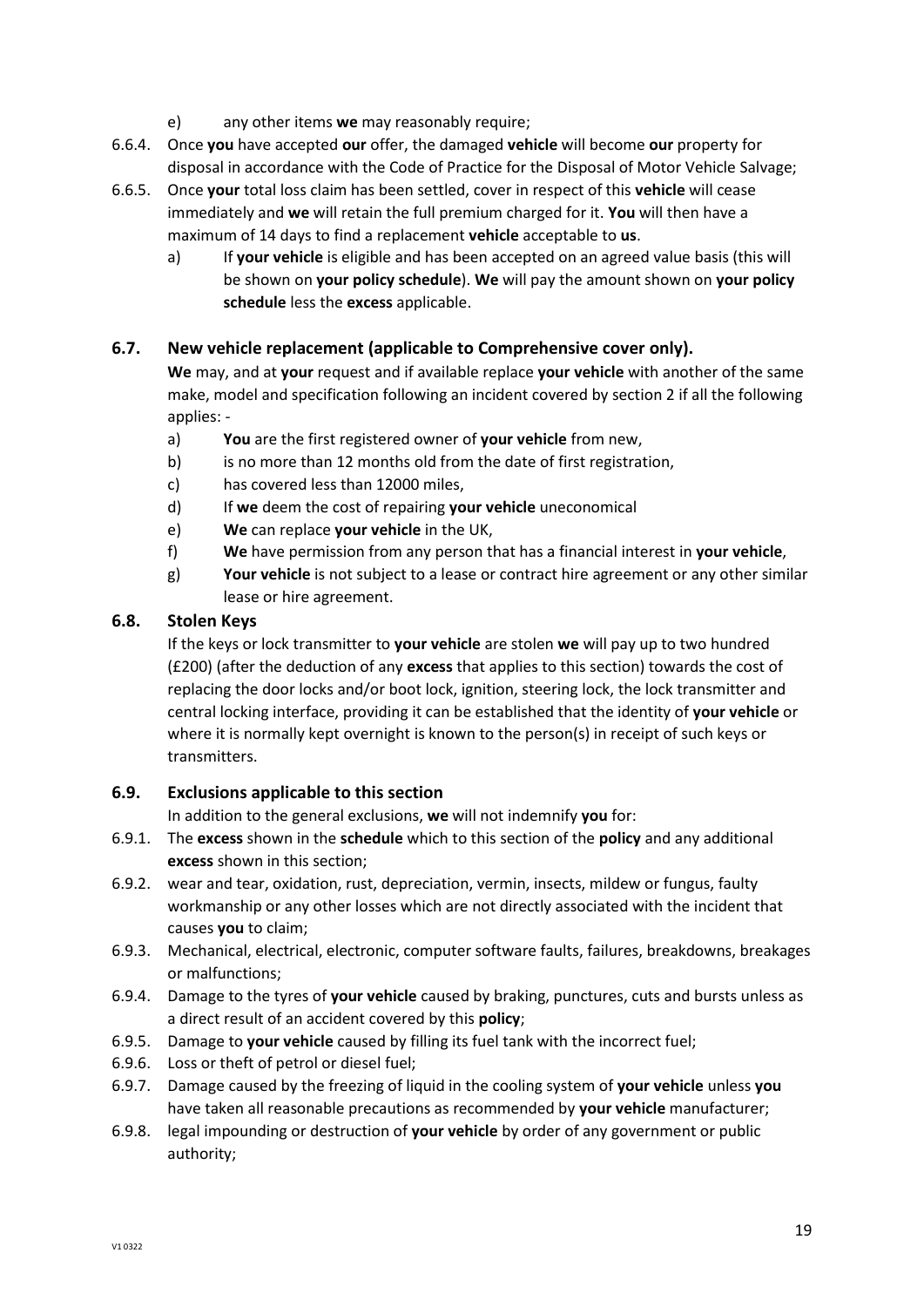e) any other items **we** may reasonably require;

6.6.4. Once **you** have accepted **our** offer, the damaged **vehicle** will become **our** property for disposal in accordance with the Code of Practice for the Disposal of Motor Vehicle Salvage;

6.6.5. Once **your** total loss claim has been settled, cover in respect of this **vehicle** will cease immediately and **we** will retain the full premium charged for it. **You** will then have a maximum of 14 days to find a replacement **vehicle** acceptable to **us**.

a) If **your vehicle** is eligible and has been accepted on an agreed value basis (this will be shown on **your policy schedule**). **We** will pay the amount shown on **your policy schedule** less the **excess** applicable.

### 6.7. New vehicle replacement (applicable to Comprehensive cover only).

**We** may, and at **your** request and if available replace **your vehicle** with another of the same make, model and specification following an incident covered by section 2 if all the following applies: -

a) **You** are the first registered owner of **your vehicle** from new,

b) is no more than 12 months old from the date of first registration,

c) has covered less than 12000 miles,

d) If **we** deem the cost of repairing **your vehicle** uneconomical

e) **We** can replace **your vehicle** in the UK,

f) **We** have permission from any person that has a financial interest in **your vehicle**,

g) **Your vehicle** is not subject to a lease or contract hire agreement or any other similar lease or hire agreement.

### 6.8. Stolen Keys

If the keys or lock transmitter to **your vehicle** are stolen **we** will pay up to two hundred (£200) (after the deduction of any **excess** that applies to this section) towards the cost of replacing the door locks and/or boot lock, ignition, steering lock, the lock transmitter and central locking interface, providing it can be established that the identity of **your vehicle** or where it is normally kept overnight is known to the person(s) in receipt of such keys or transmitters.

### 6.9. Exclusions applicable to this section

In addition to the general exclusions, **we** will not indemnify **you** for:

6.9.1. The **excess** shown in the **schedule** which to this section of the **policy** and any additional **excess** shown in this section;

6.9.2. wear and tear, oxidation, rust, depreciation, vermin, insects, mildew or fungus, faulty workmanship or any other losses which are not directly associated with the incident that causes **you** to claim;

6.9.3. Mechanical, electrical, electronic, computer software faults, failures, breakdowns, breakages or malfunctions;

6.9.4. Damage to the tyres of **your vehicle** caused by braking, punctures, cuts and bursts unless as a direct result of an accident covered by this **policy**;

6.9.5. Damage to **your vehicle** caused by filling its fuel tank with the incorrect fuel;

6.9.6. Loss or theft of petrol or diesel fuel;

6.9.7. Damage caused by the freezing of liquid in the cooling system of **your vehicle** unless **you** have taken all reasonable precautions as recommended by **your vehicle** manufacturer;

6.9.8. legal impounding or destruction of **your vehicle** by order of any government or public authority;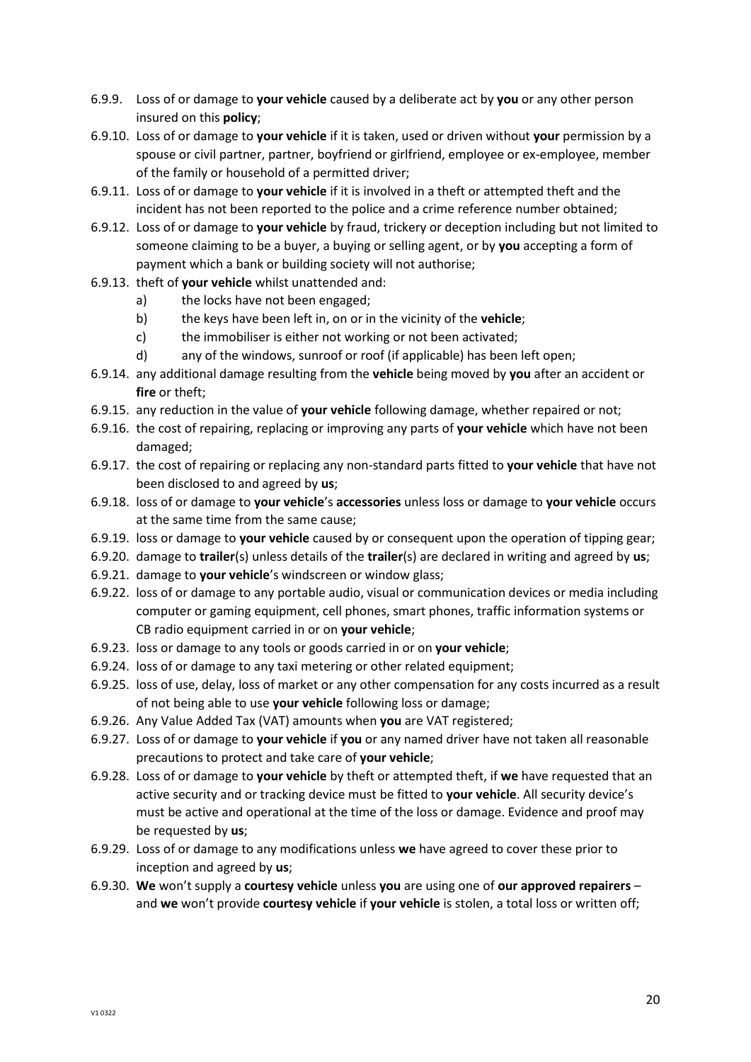- 6.9.9. Loss of or damage to **your vehicle** caused by a deliberate act by **you** or any other person insured on this **policy**;
- 6.9.10. Loss of or damage to **your vehicle** if it is taken, used or driven without **your** permission by a spouse or civil partner, partner, boyfriend or girlfriend, employee or ex-employee, member of the family or household of a permitted driver;
- 6.9.11. Loss of or damage to **your vehicle** if it is involved in a theft or attempted theft and the incident has not been reported to the police and a crime reference number obtained;
- 6.9.12. Loss of or damage to **your vehicle** by fraud, trickery or deception including but not limited to someone claiming to be a buyer, a buying or selling agent, or by **you** accepting a form of payment which a bank or building society will not authorise;
- 6.9.13. theft of **your vehicle** whilst unattended and:
  - a) the locks have not been engaged;
  - b) the keys have been left in, on or in the vicinity of the **vehicle**;
  - c) the immobiliser is either not working or not been activated;
  - d) any of the windows, sunroof or roof (if applicable) has been left open;
- 6.9.14. any additional damage resulting from the **vehicle** being moved by **you** after an accident or **fire** or theft;
- 6.9.15. any reduction in the value of **your vehicle** following damage, whether repaired or not;
- 6.9.16. the cost of repairing, replacing or improving any parts of **your vehicle** which have not been damaged;
- 6.9.17. the cost of repairing or replacing any non-standard parts fitted to **your vehicle** that have not been disclosed to and agreed by **us**;
- 6.9.18. loss of or damage to **your vehicle**'s **accessories** unless loss or damage to **your vehicle** occurs at the same time from the same cause;
- 6.9.19. loss or damage to **your vehicle** caused by or consequent upon the operation of tipping gear;
- 6.9.20. damage to **trailer**(s) unless details of the **trailer**(s) are declared in writing and agreed by **us**;
- 6.9.21. damage to **your vehicle**'s windscreen or window glass;
- 6.9.22. loss of or damage to any portable audio, visual or communication devices or media including computer or gaming equipment, cell phones, smart phones, traffic information systems or CB radio equipment carried in or on **your vehicle**;
- 6.9.23. loss or damage to any tools or goods carried in or on **your vehicle**;
- 6.9.24. loss of or damage to any taxi metering or other related equipment;
- 6.9.25. loss of use, delay, loss of market or any other compensation for any costs incurred as a result of not being able to use **your vehicle** following loss or damage;
- 6.9.26. Any Value Added Tax (VAT) amounts when **you** are VAT registered;
- 6.9.27. Loss of or damage to **your vehicle** if **you** or any named driver have not taken all reasonable precautions to protect and take care of **your vehicle**;
- 6.9.28. Loss of or damage to **your vehicle** by theft or attempted theft, if **we** have requested that an active security and or tracking device must be fitted to **your vehicle**. All security device's must be active and operational at the time of the loss or damage. Evidence and proof may be requested by **us**;
- 6.9.29. Loss of or damage to any modifications unless **we** have agreed to cover these prior to inception and agreed by **us**;
- 6.9.30. **We** won't supply a **courtesy vehicle** unless **you** are using one of **our approved repairers** – and **we** won't provide **courtesy vehicle** if **your vehicle** is stolen, a total loss or written off;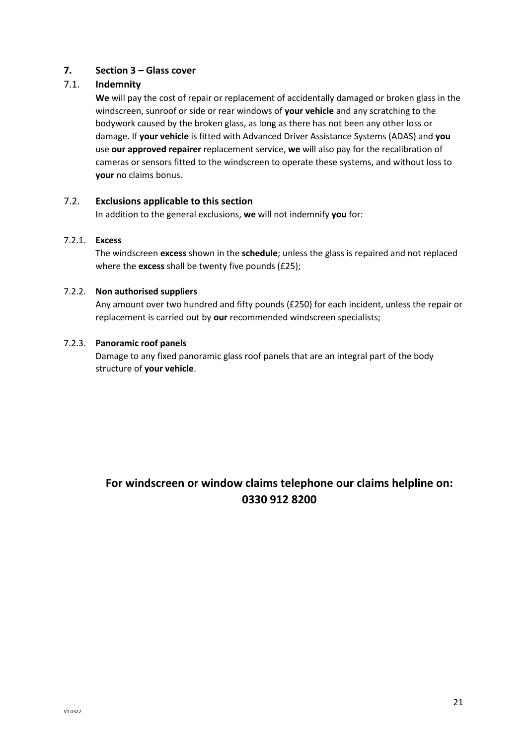## 7. Section 3 – Glass cover

### 7.1. Indemnity

**We** will pay the cost of repair or replacement of accidentally damaged or broken glass in the windscreen, sunroof or side or rear windows of **your vehicle** and any scratching to the bodywork caused by the broken glass, as long as there has not been any other loss or damage. If **your vehicle** is fitted with Advanced Driver Assistance Systems (ADAS) and **you** use **our approved repairer** replacement service, **we** will also pay for the recalibration of cameras or sensors fitted to the windscreen to operate these systems, and without loss to **your** no claims bonus.

### 7.2. Exclusions applicable to this section

In addition to the general exclusions, **we** will not indemnify **you** for:

#### 7.2.1. Excess

The windscreen **excess** shown in the **schedule**; unless the glass is repaired and not replaced where the **excess** shall be twenty five pounds (£25);

#### 7.2.2. Non authorised suppliers

Any amount over two hundred and fifty pounds (£250) for each incident, unless the repair or replacement is carried out by **our** recommended windscreen specialists;

#### 7.2.3. Panoramic roof panels

Damage to any fixed panoramic glass roof panels that are an integral part of the body structure of **your vehicle**.

**For windscreen or window claims telephone our claims helpline on: 0330 912 8200**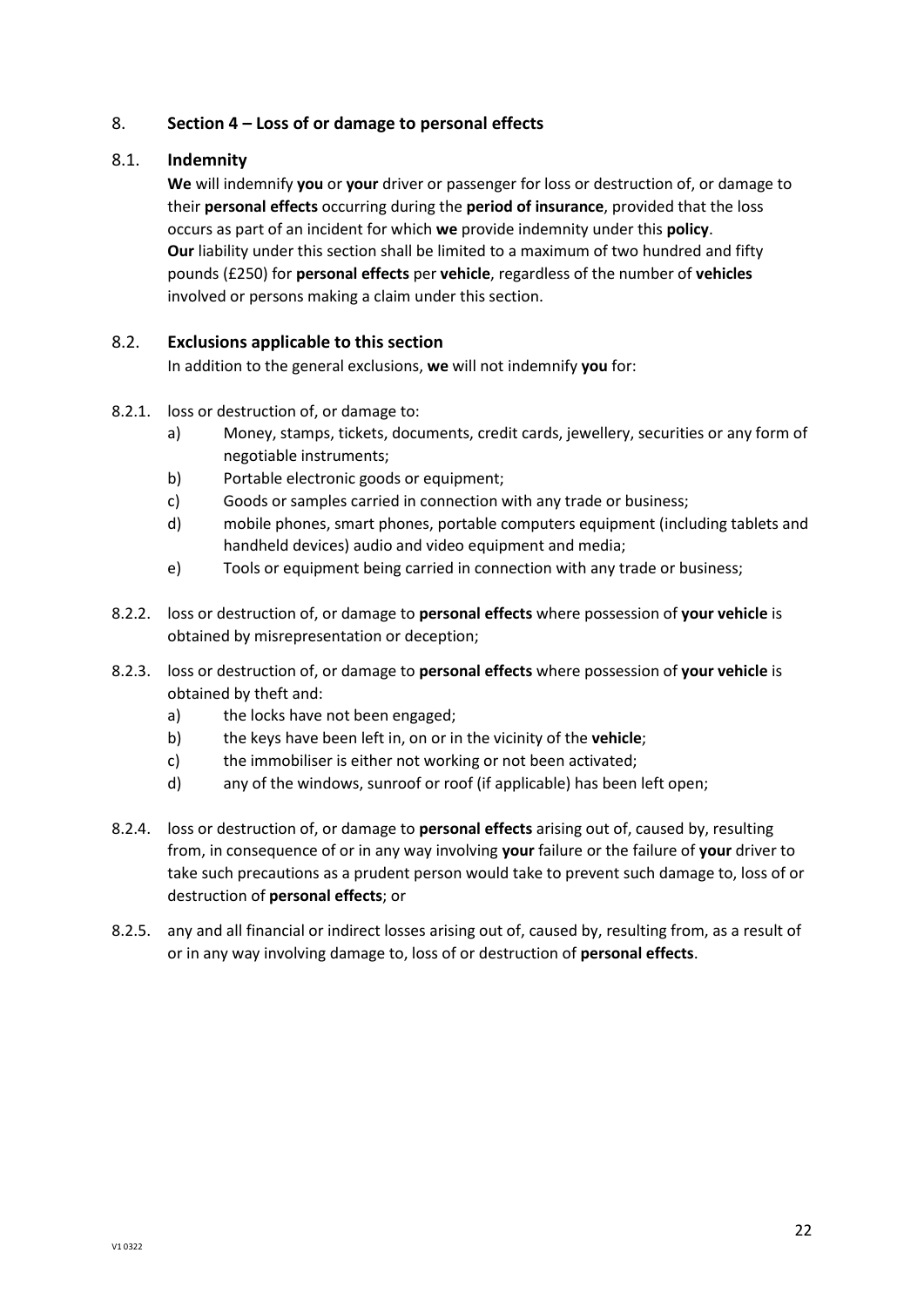## 8. **Section 4 – Loss of or damage to personal effects**

### 8.1. **Indemnity**

**We** will indemnify **you** or **your** driver or passenger for loss or destruction of, or damage to their **personal effects** occurring during the **period of insurance**, provided that the loss occurs as part of an incident for which **we** provide indemnity under this **policy**.
**Our** liability under this section shall be limited to a maximum of two hundred and fifty pounds (£250) for **personal effects** per **vehicle**, regardless of the number of **vehicles** involved or persons making a claim under this section.

### 8.2. **Exclusions applicable to this section**

In addition to the general exclusions, **we** will not indemnify **you** for:

8.2.1. loss or destruction of, or damage to:

- a) Money, stamps, tickets, documents, credit cards, jewellery, securities or any form of negotiable instruments;
- b) Portable electronic goods or equipment;
- c) Goods or samples carried in connection with any trade or business;
- d) mobile phones, smart phones, portable computers equipment (including tablets and handheld devices) audio and video equipment and media;
- e) Tools or equipment being carried in connection with any trade or business;

8.2.2. loss or destruction of, or damage to **personal effects** where possession of **your vehicle** is obtained by misrepresentation or deception;

8.2.3. loss or destruction of, or damage to **personal effects** where possession of **your vehicle** is obtained by theft and:

- a) the locks have not been engaged;
- b) the keys have been left in, on or in the vicinity of the **vehicle**;
- c) the immobiliser is either not working or not been activated;
- d) any of the windows, sunroof or roof (if applicable) has been left open;

8.2.4. loss or destruction of, or damage to **personal effects** arising out of, caused by, resulting from, in consequence of or in any way involving **your** failure or the failure of **your** driver to take such precautions as a prudent person would take to prevent such damage to, loss of or destruction of **personal effects**; or

8.2.5. any and all financial or indirect losses arising out of, caused by, resulting from, as a result of or in any way involving damage to, loss of or destruction of **personal effects**.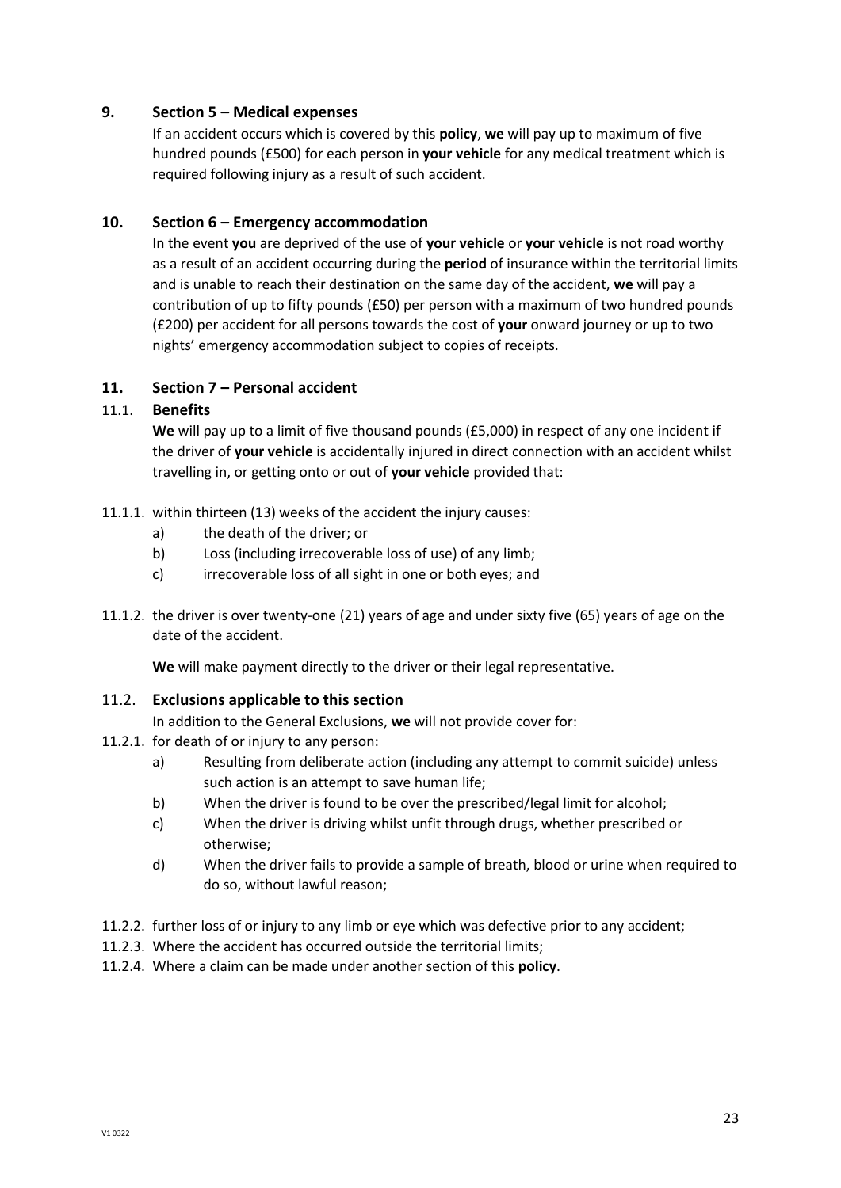## 9. Section 5 – Medical expenses

If an accident occurs which is covered by this **policy**, **we** will pay up to maximum of five hundred pounds (£500) for each person in **your vehicle** for any medical treatment which is required following injury as a result of such accident.

## 10. Section 6 – Emergency accommodation

In the event **you** are deprived of the use of **your vehicle** or **your vehicle** is not road worthy as a result of an accident occurring during the **period** of insurance within the territorial limits and is unable to reach their destination on the same day of the accident, **we** will pay a contribution of up to fifty pounds (£50) per person with a maximum of two hundred pounds (£200) per accident for all persons towards the cost of **your** onward journey or up to two nights' emergency accommodation subject to copies of receipts.

## 11. Section 7 – Personal accident

### 11.1. Benefits

**We** will pay up to a limit of five thousand pounds (£5,000) in respect of any one incident if the driver of **your vehicle** is accidentally injured in direct connection with an accident whilst travelling in, or getting onto or out of **your vehicle** provided that:

11.1.1. within thirteen (13) weeks of the accident the injury causes:

- a) the death of the driver; or
- b) Loss (including irrecoverable loss of use) of any limb;
- c) irrecoverable loss of all sight in one or both eyes; and

11.1.2. the driver is over twenty-one (21) years of age and under sixty five (65) years of age on the date of the accident.

**We** will make payment directly to the driver or their legal representative.

### 11.2. Exclusions applicable to this section

In addition to the General Exclusions, **we** will not provide cover for:

11.2.1. for death of or injury to any person:

- a) Resulting from deliberate action (including any attempt to commit suicide) unless such action is an attempt to save human life;
- b) When the driver is found to be over the prescribed/legal limit for alcohol;
- c) When the driver is driving whilst unfit through drugs, whether prescribed or otherwise;
- d) When the driver fails to provide a sample of breath, blood or urine when required to do so, without lawful reason;

11.2.2. further loss of or injury to any limb or eye which was defective prior to any accident;

11.2.3. Where the accident has occurred outside the territorial limits;

11.2.4. Where a claim can be made under another section of this **policy**.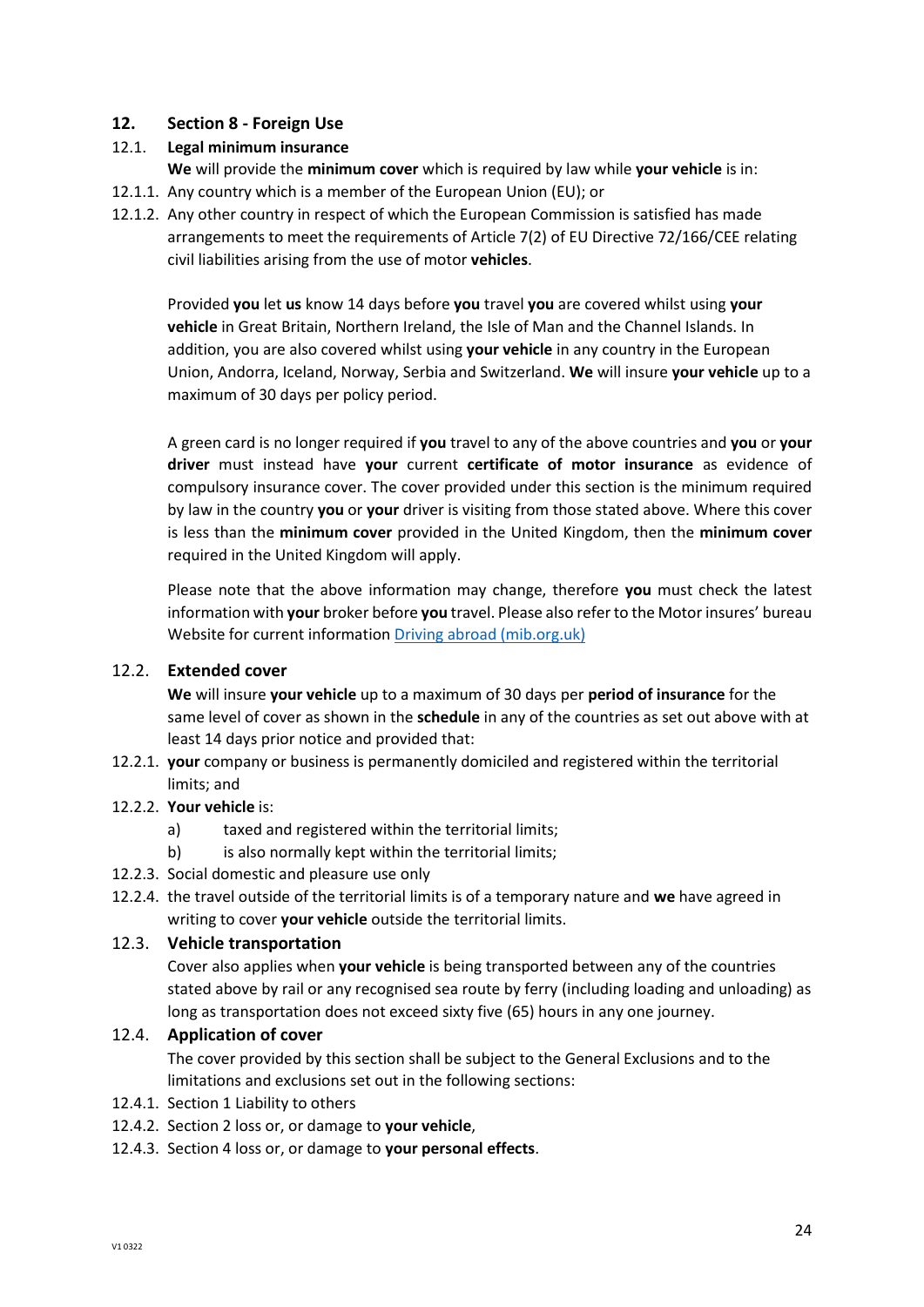## 12. Section 8 - Foreign Use

### 12.1. Legal minimum insurance

**We** will provide the **minimum cover** which is required by law while **your vehicle** is in:

12.1.1. Any country which is a member of the European Union (EU); or

12.1.2. Any other country in respect of which the European Commission is satisfied has made arrangements to meet the requirements of Article 7(2) of EU Directive 72/166/CEE relating civil liabilities arising from the use of motor **vehicles**.

Provided **you** let **us** know 14 days before **you** travel **you** are covered whilst using **your vehicle** in Great Britain, Northern Ireland, the Isle of Man and the Channel Islands. In addition, you are also covered whilst using **your vehicle** in any country in the European Union, Andorra, Iceland, Norway, Serbia and Switzerland. **We** will insure **your vehicle** up to a maximum of 30 days per policy period.

A green card is no longer required if **you** travel to any of the above countries and **you** or **your driver** must instead have **your** current **certificate of motor insurance** as evidence of compulsory insurance cover. The cover provided under this section is the minimum required by law in the country **you** or **your** driver is visiting from those stated above. Where this cover is less than the **minimum cover** provided in the United Kingdom, then the **minimum cover** required in the United Kingdom will apply.

Please note that the above information may change, therefore **you** must check the latest information with **your** broker before **you** travel. Please also refer to the Motor insures' bureau Website for current information [Driving abroad (mib.org.uk)](mib.org.uk)

### 12.2. Extended cover

**We** will insure **your vehicle** up to a maximum of 30 days per **period of insurance** for the same level of cover as shown in the **schedule** in any of the countries as set out above with at least 14 days prior notice and provided that:

12.2.1. **your** company or business is permanently domiciled and registered within the territorial limits; and

12.2.2. **Your vehicle** is:

a) taxed and registered within the territorial limits;

b) is also normally kept within the territorial limits;

12.2.3. Social domestic and pleasure use only

12.2.4. the travel outside of the territorial limits is of a temporary nature and **we** have agreed in writing to cover **your vehicle** outside the territorial limits.

### 12.3. Vehicle transportation

Cover also applies when **your vehicle** is being transported between any of the countries stated above by rail or any recognised sea route by ferry (including loading and unloading) as long as transportation does not exceed sixty five (65) hours in any one journey.

### 12.4. Application of cover

The cover provided by this section shall be subject to the General Exclusions and to the limitations and exclusions set out in the following sections:

12.4.1. Section 1 Liability to others

12.4.2. Section 2 loss or, or damage to **your vehicle**,

12.4.3. Section 4 loss or, or damage to **your personal effects**.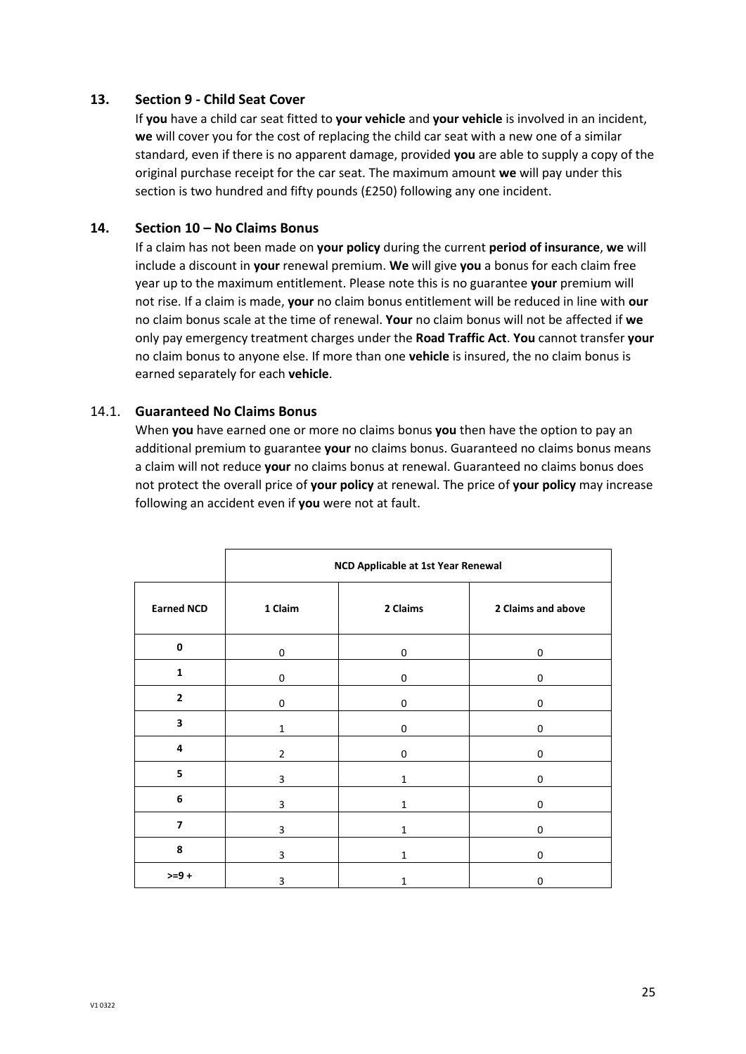## 13. Section 9 - Child Seat Cover

If **you** have a child car seat fitted to **your vehicle** and **your vehicle** is involved in an incident, **we** will cover you for the cost of replacing the child car seat with a new one of a similar standard, even if there is no apparent damage, provided **you** are able to supply a copy of the original purchase receipt for the car seat. The maximum amount **we** will pay under this section is two hundred and fifty pounds (£250) following any one incident.

## 14. Section 10 – No Claims Bonus

If a claim has not been made on **your policy** during the current **period of insurance**, **we** will include a discount in **your** renewal premium. **We** will give **you** a bonus for each claim free year up to the maximum entitlement. Please note this is no guarantee **your** premium will not rise. If a claim is made, **your** no claim bonus entitlement will be reduced in line with **our** no claim bonus scale at the time of renewal. **Your** no claim bonus will not be affected if **we** only pay emergency treatment charges under the **Road Traffic Act**. **You** cannot transfer **your** no claim bonus to anyone else. If more than one **vehicle** is insured, the no claim bonus is earned separately for each **vehicle**.

### 14.1. Guaranteed No Claims Bonus

When **you** have earned one or more no claims bonus **you** then have the option to pay an additional premium to guarantee **your** no claims bonus. Guaranteed no claims bonus means a claim will not reduce **your** no claims bonus at renewal. Guaranteed no claims bonus does not protect the overall price of **your policy** at renewal. The price of **your policy** may increase following an accident even if **you** were not at fault.

| | NCD Applicable at 1st Year Renewal | | |
|---|---|---|---|
| **Earned NCD** | **1 Claim** | **2 Claims** | **2 Claims and above** |
| **0** | 0 | 0 | 0 |
| **1** | 0 | 0 | 0 |
| **2** | 0 | 0 | 0 |
| **3** | 1 | 0 | 0 |
| **4** | 2 | 0 | 0 |
| **5** | 3 | 1 | 0 |
| **6** | 3 | 1 | 0 |
| **7** | 3 | 1 | 0 |
| **8** | 3 | 1 | 0 |
| **>=9 +** | 3 | 1 | 0 |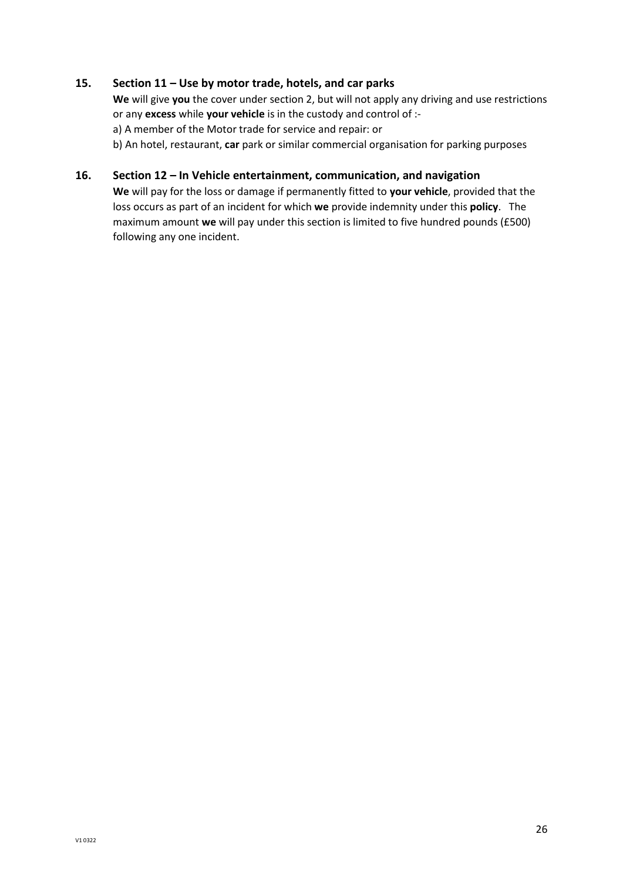## 15. Section 11 – Use by motor trade, hotels, and car parks

**We** will give **you** the cover under section 2, but will not apply any driving and use restrictions or any **excess** while **your vehicle** is in the custody and control of :-

a) A member of the Motor trade for service and repair: or

b) An hotel, restaurant, **car** park or similar commercial organisation for parking purposes

## 16. Section 12 – In Vehicle entertainment, communication, and navigation

**We** will pay for the loss or damage if permanently fitted to **your vehicle**, provided that the loss occurs as part of an incident for which **we** provide indemnity under this **policy**. The maximum amount **we** will pay under this section is limited to five hundred pounds (£500) following any one incident.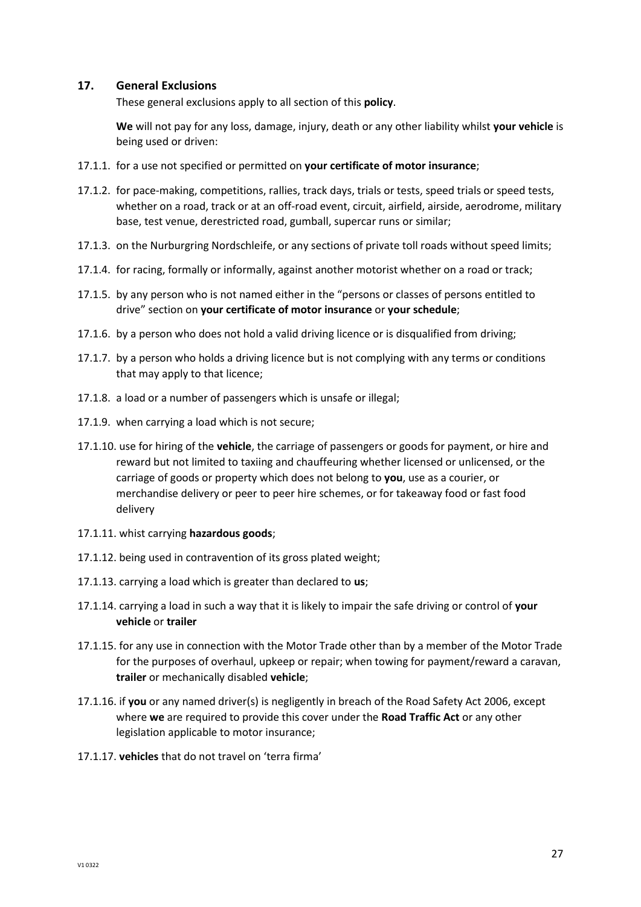## 17. General Exclusions

These general exclusions apply to all section of this **policy**.

**We** will not pay for any loss, damage, injury, death or any other liability whilst **your vehicle** is being used or driven:

17.1.1. for a use not specified or permitted on **your certificate of motor insurance**;

17.1.2. for pace-making, competitions, rallies, track days, trials or tests, speed trials or speed tests, whether on a road, track or at an off-road event, circuit, airfield, airside, aerodrome, military base, test venue, derestricted road, gumball, supercar runs or similar;

17.1.3. on the Nurburgring Nordschleife, or any sections of private toll roads without speed limits;

17.1.4. for racing, formally or informally, against another motorist whether on a road or track;

17.1.5. by any person who is not named either in the "persons or classes of persons entitled to drive" section on **your certificate of motor insurance** or **your schedule**;

17.1.6. by a person who does not hold a valid driving licence or is disqualified from driving;

17.1.7. by a person who holds a driving licence but is not complying with any terms or conditions that may apply to that licence;

17.1.8. a load or a number of passengers which is unsafe or illegal;

17.1.9. when carrying a load which is not secure;

17.1.10. use for hiring of the **vehicle**, the carriage of passengers or goods for payment, or hire and reward but not limited to taxiing and chauffeuring whether licensed or unlicensed, or the carriage of goods or property which does not belong to **you**, use as a courier, or merchandise delivery or peer to peer hire schemes, or for takeaway food or fast food delivery

17.1.11. whist carrying **hazardous goods**;

17.1.12. being used in contravention of its gross plated weight;

17.1.13. carrying a load which is greater than declared to **us**;

17.1.14. carrying a load in such a way that it is likely to impair the safe driving or control of **your vehicle** or **trailer**

17.1.15. for any use in connection with the Motor Trade other than by a member of the Motor Trade for the purposes of overhaul, upkeep or repair; when towing for payment/reward a caravan, **trailer** or mechanically disabled **vehicle**;

17.1.16. if **you** or any named driver(s) is negligently in breach of the Road Safety Act 2006, except where **we** are required to provide this cover under the **Road Traffic Act** or any other legislation applicable to motor insurance;

17.1.17. **vehicles** that do not travel on 'terra firma'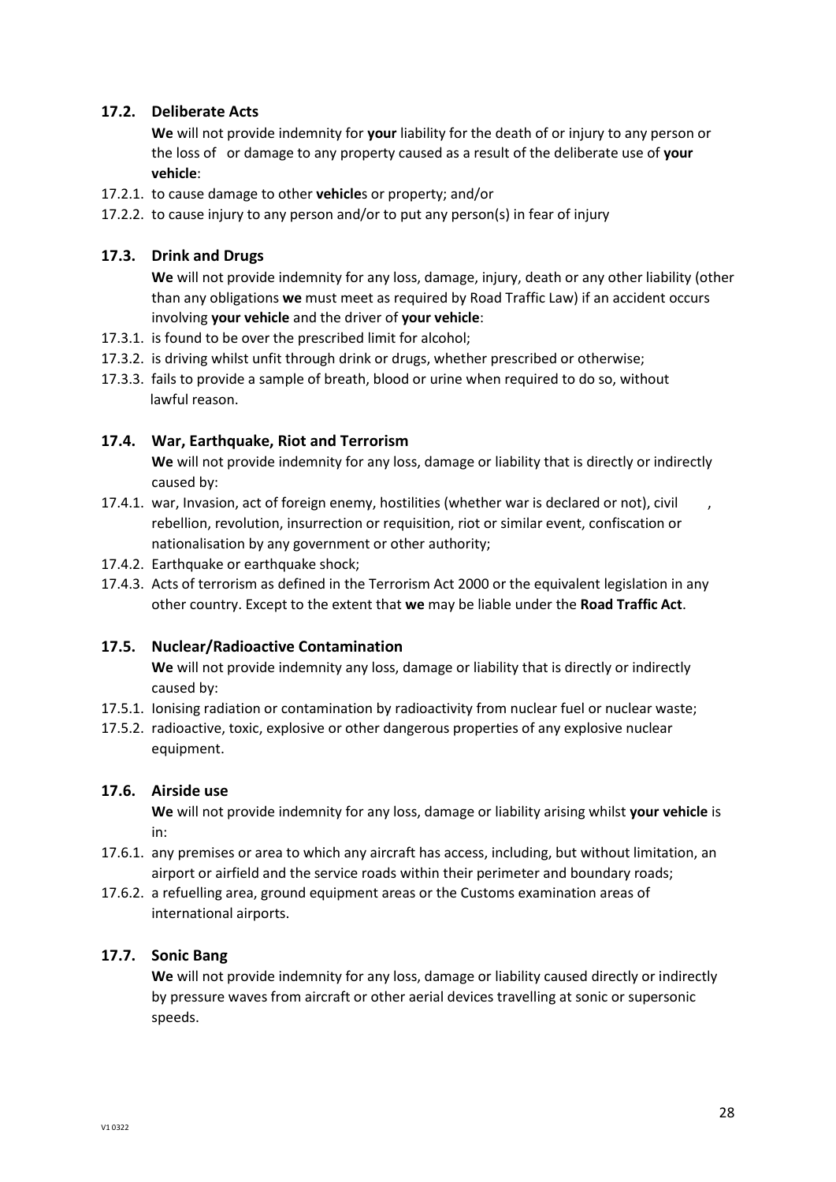### 17.2. Deliberate Acts

**We** will not provide indemnity for **your** liability for the death of or injury to any person or the loss of or damage to any property caused as a result of the deliberate use of **your vehicle**:

17.2.1. to cause damage to other **vehicle**s or property; and/or

17.2.2. to cause injury to any person and/or to put any person(s) in fear of injury

### 17.3. Drink and Drugs

**We** will not provide indemnity for any loss, damage, injury, death or any other liability (other than any obligations **we** must meet as required by Road Traffic Law) if an accident occurs involving **your vehicle** and the driver of **your vehicle**:

17.3.1. is found to be over the prescribed limit for alcohol;

17.3.2. is driving whilst unfit through drink or drugs, whether prescribed or otherwise;

17.3.3. fails to provide a sample of breath, blood or urine when required to do so, without lawful reason.

### 17.4. War, Earthquake, Riot and Terrorism

**We** will not provide indemnity for any loss, damage or liability that is directly or indirectly caused by:

17.4.1. war, Invasion, act of foreign enemy, hostilities (whether war is declared or not), civil , rebellion, revolution, insurrection or requisition, riot or similar event, confiscation or nationalisation by any government or other authority;

17.4.2. Earthquake or earthquake shock;

17.4.3. Acts of terrorism as defined in the Terrorism Act 2000 or the equivalent legislation in any other country. Except to the extent that **we** may be liable under the **Road Traffic Act**.

### 17.5. Nuclear/Radioactive Contamination

**We** will not provide indemnity any loss, damage or liability that is directly or indirectly caused by:

17.5.1. Ionising radiation or contamination by radioactivity from nuclear fuel or nuclear waste;

17.5.2. radioactive, toxic, explosive or other dangerous properties of any explosive nuclear equipment.

### 17.6. Airside use

**We** will not provide indemnity for any loss, damage or liability arising whilst **your vehicle** is in:

17.6.1. any premises or area to which any aircraft has access, including, but without limitation, an airport or airfield and the service roads within their perimeter and boundary roads;

17.6.2. a refuelling area, ground equipment areas or the Customs examination areas of international airports.

### 17.7. Sonic Bang

**We** will not provide indemnity for any loss, damage or liability caused directly or indirectly by pressure waves from aircraft or other aerial devices travelling at sonic or supersonic speeds.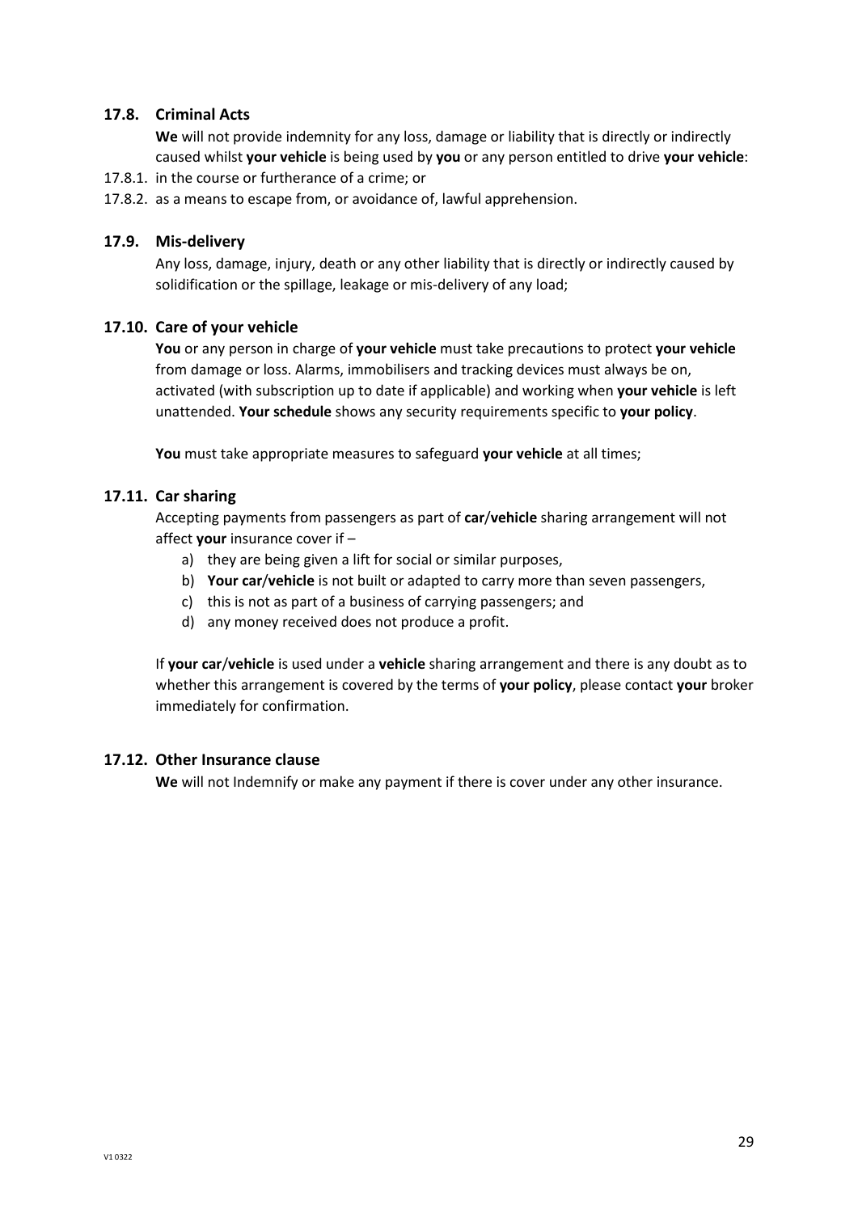### 17.8. Criminal Acts

**We** will not provide indemnity for any loss, damage or liability that is directly or indirectly caused whilst **your vehicle** is being used by **you** or any person entitled to drive **your vehicle**:

17.8.1. in the course or furtherance of a crime; or

17.8.2. as a means to escape from, or avoidance of, lawful apprehension.

### 17.9. Mis-delivery

Any loss, damage, injury, death or any other liability that is directly or indirectly caused by solidification or the spillage, leakage or mis-delivery of any load;

### 17.10. Care of your vehicle

**You** or any person in charge of **your vehicle** must take precautions to protect **your vehicle** from damage or loss. Alarms, immobilisers and tracking devices must always be on, activated (with subscription up to date if applicable) and working when **your vehicle** is left unattended. **Your schedule** shows any security requirements specific to **your policy**.

**You** must take appropriate measures to safeguard **your vehicle** at all times;

### 17.11. Car sharing

Accepting payments from passengers as part of **car**/**vehicle** sharing arrangement will not affect **your** insurance cover if –

a) they are being given a lift for social or similar purposes,
b) **Your car**/**vehicle** is not built or adapted to carry more than seven passengers,
c) this is not as part of a business of carrying passengers; and
d) any money received does not produce a profit.

If **your car**/**vehicle** is used under a **vehicle** sharing arrangement and there is any doubt as to whether this arrangement is covered by the terms of **your policy**, please contact **your** broker immediately for confirmation.

### 17.12. Other Insurance clause

**We** will not Indemnify or make any payment if there is cover under any other insurance.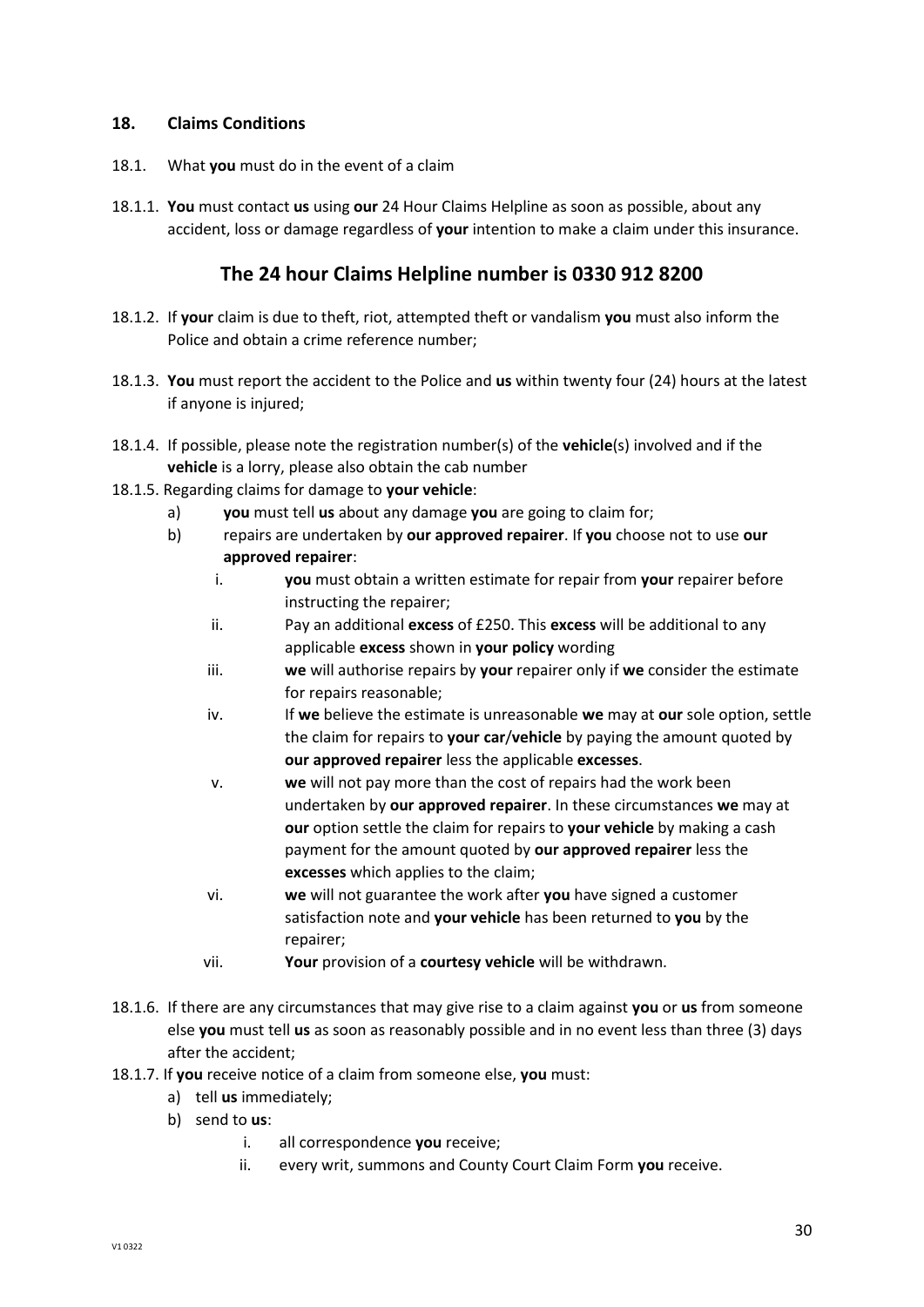## 18. Claims Conditions

18.1. What **you** must do in the event of a claim

18.1.1. **You** must contact **us** using **our** 24 Hour Claims Helpline as soon as possible, about any accident, loss or damage regardless of **your** intention to make a claim under this insurance.

### The 24 hour Claims Helpline number is 0330 912 8200

18.1.2. If **your** claim is due to theft, riot, attempted theft or vandalism **you** must also inform the Police and obtain a crime reference number;

18.1.3. **You** must report the accident to the Police and **us** within twenty four (24) hours at the latest if anyone is injured;

18.1.4. If possible, please note the registration number(s) of the **vehicle**(s) involved and if the **vehicle** is a lorry, please also obtain the cab number

18.1.5. Regarding claims for damage to **your vehicle**:

a) **you** must tell **us** about any damage **you** are going to claim for;

b) repairs are undertaken by **our approved repairer**. If **you** choose not to use **our approved repairer**:

   i. **you** must obtain a written estimate for repair from **your** repairer before instructing the repairer;

   ii. Pay an additional **excess** of £250. This **excess** will be additional to any applicable **excess** shown in **your policy** wording

   iii. **we** will authorise repairs by **your** repairer only if **we** consider the estimate for repairs reasonable;

   iv. If **we** believe the estimate is unreasonable **we** may at **our** sole option, settle the claim for repairs to **your car**/**vehicle** by paying the amount quoted by **our approved repairer** less the applicable **excesses**.

   v. **we** will not pay more than the cost of repairs had the work been undertaken by **our approved repairer**. In these circumstances **we** may at **our** option settle the claim for repairs to **your vehicle** by making a cash payment for the amount quoted by **our approved repairer** less the **excesses** which applies to the claim;

   vi. **we** will not guarantee the work after **you** have signed a customer satisfaction note and **your vehicle** has been returned to **you** by the repairer;

   vii. **Your** provision of a **courtesy vehicle** will be withdrawn.

18.1.6. If there are any circumstances that may give rise to a claim against **you** or **us** from someone else **you** must tell **us** as soon as reasonably possible and in no event less than three (3) days after the accident;

18.1.7. If **you** receive notice of a claim from someone else, **you** must:

a) tell **us** immediately;

b) send to **us**:

   i. all correspondence **you** receive;

   ii. every writ, summons and County Court Claim Form **you** receive.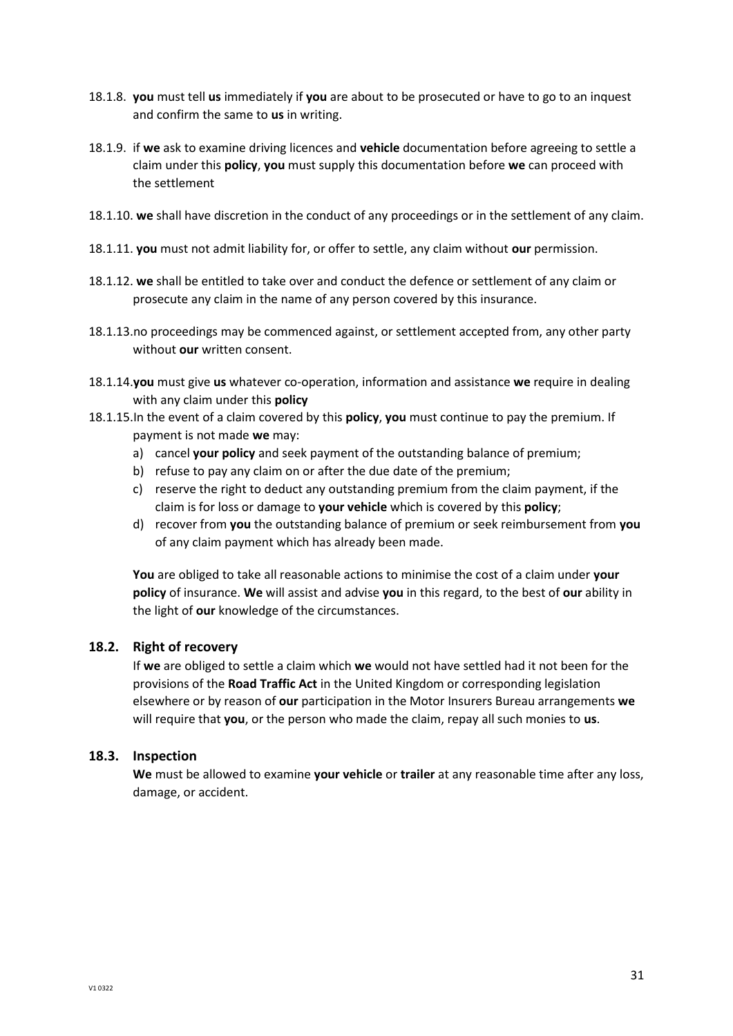18.1.8. **you** must tell **us** immediately if **you** are about to be prosecuted or have to go to an inquest and confirm the same to **us** in writing.

18.1.9. if **we** ask to examine driving licences and **vehicle** documentation before agreeing to settle a claim under this **policy**, **you** must supply this documentation before **we** can proceed with the settlement

18.1.10. **we** shall have discretion in the conduct of any proceedings or in the settlement of any claim.

18.1.11. **you** must not admit liability for, or offer to settle, any claim without **our** permission.

18.1.12. **we** shall be entitled to take over and conduct the defence or settlement of any claim or prosecute any claim in the name of any person covered by this insurance.

18.1.13. no proceedings may be commenced against, or settlement accepted from, any other party without **our** written consent.

18.1.14. **you** must give **us** whatever co-operation, information and assistance **we** require in dealing with any claim under this **policy**

18.1.15. In the event of a claim covered by this **policy**, **you** must continue to pay the premium. If payment is not made **we** may:

a) cancel **your policy** and seek payment of the outstanding balance of premium;
b) refuse to pay any claim on or after the due date of the premium;
c) reserve the right to deduct any outstanding premium from the claim payment, if the claim is for loss or damage to **your vehicle** which is covered by this **policy**;
d) recover from **you** the outstanding balance of premium or seek reimbursement from **you** of any claim payment which has already been made.

**You** are obliged to take all reasonable actions to minimise the cost of a claim under **your policy** of insurance. **We** will assist and advise **you** in this regard, to the best of **our** ability in the light of **our** knowledge of the circumstances.

### 18.2. Right of recovery

If **we** are obliged to settle a claim which **we** would not have settled had it not been for the provisions of the **Road Traffic Act** in the United Kingdom or corresponding legislation elsewhere or by reason of **our** participation in the Motor Insurers Bureau arrangements **we** will require that **you**, or the person who made the claim, repay all such monies to **us**.

### 18.3. Inspection

**We** must be allowed to examine **your vehicle** or **trailer** at any reasonable time after any loss, damage, or accident.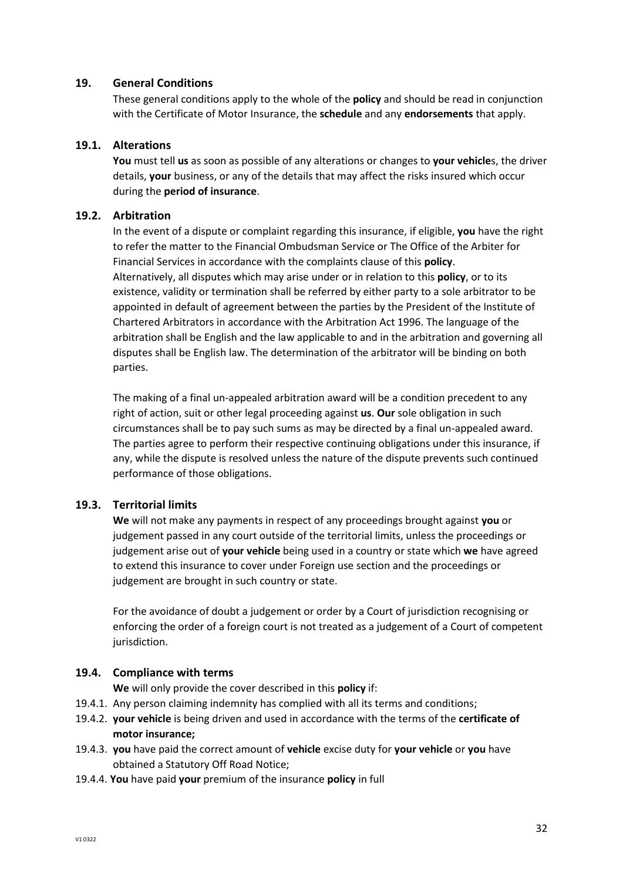## 19. General Conditions

These general conditions apply to the whole of the **policy** and should be read in conjunction with the Certificate of Motor Insurance, the **schedule** and any **endorsements** that apply.

### 19.1. Alterations

**You** must tell **us** as soon as possible of any alterations or changes to **your vehicle**s, the driver details, **your** business, or any of the details that may affect the risks insured which occur during the **period of insurance**.

### 19.2. Arbitration

In the event of a dispute or complaint regarding this insurance, if eligible, **you** have the right to refer the matter to the Financial Ombudsman Service or The Office of the Arbiter for Financial Services in accordance with the complaints clause of this **policy**.
Alternatively, all disputes which may arise under or in relation to this **policy**, or to its existence, validity or termination shall be referred by either party to a sole arbitrator to be appointed in default of agreement between the parties by the President of the Institute of Chartered Arbitrators in accordance with the Arbitration Act 1996. The language of the arbitration shall be English and the law applicable to and in the arbitration and governing all disputes shall be English law. The determination of the arbitrator will be binding on both parties.

The making of a final un-appealed arbitration award will be a condition precedent to any right of action, suit or other legal proceeding against **us**. **Our** sole obligation in such circumstances shall be to pay such sums as may be directed by a final un-appealed award. The parties agree to perform their respective continuing obligations under this insurance, if any, while the dispute is resolved unless the nature of the dispute prevents such continued performance of those obligations.

### 19.3. Territorial limits

**We** will not make any payments in respect of any proceedings brought against **you** or judgement passed in any court outside of the territorial limits, unless the proceedings or judgement arise out of **your vehicle** being used in a country or state which **we** have agreed to extend this insurance to cover under Foreign use section and the proceedings or judgement are brought in such country or state.

For the avoidance of doubt a judgement or order by a Court of jurisdiction recognising or enforcing the order of a foreign court is not treated as a judgement of a Court of competent jurisdiction.

### 19.4. Compliance with terms

**We** will only provide the cover described in this **policy** if:

19.4.1. Any person claiming indemnity has complied with all its terms and conditions;

19.4.2. **your vehicle** is being driven and used in accordance with the terms of the **certificate of motor insurance;**

19.4.3. **you** have paid the correct amount of **vehicle** excise duty for **your vehicle** or **you** have obtained a Statutory Off Road Notice;

19.4.4. **You** have paid **your** premium of the insurance **policy** in full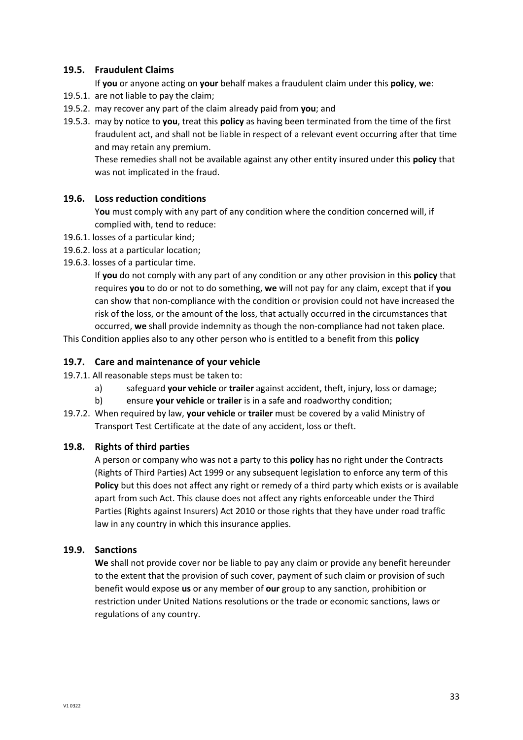### 19.5. Fraudulent Claims

If **you** or anyone acting on **your** behalf makes a fraudulent claim under this **policy**, **we**:

19.5.1. are not liable to pay the claim;

19.5.2. may recover any part of the claim already paid from **you**; and

19.5.3. may by notice to **you**, treat this **policy** as having been terminated from the time of the first fraudulent act, and shall not be liable in respect of a relevant event occurring after that time and may retain any premium.

These remedies shall not be available against any other entity insured under this **policy** that was not implicated in the fraud.

### 19.6. Loss reduction conditions

Y**ou** must comply with any part of any condition where the condition concerned will, if complied with, tend to reduce:

19.6.1. losses of a particular kind;

19.6.2. loss at a particular location;

19.6.3. losses of a particular time.

If **you** do not comply with any part of any condition or any other provision in this **policy** that requires **you** to do or not to do something, **we** will not pay for any claim, except that if **you** can show that non-compliance with the condition or provision could not have increased the risk of the loss, or the amount of the loss, that actually occurred in the circumstances that occurred, **we** shall provide indemnity as though the non-compliance had not taken place.

This Condition applies also to any other person who is entitled to a benefit from this **policy**

### 19.7. Care and maintenance of your vehicle

19.7.1. All reasonable steps must be taken to:

a) safeguard **your vehicle** or **trailer** against accident, theft, injury, loss or damage;

b) ensure **your vehicle** or **trailer** is in a safe and roadworthy condition;

19.7.2. When required by law, **your vehicle** or **trailer** must be covered by a valid Ministry of Transport Test Certificate at the date of any accident, loss or theft.

### 19.8. Rights of third parties

A person or company who was not a party to this **policy** has no right under the Contracts (Rights of Third Parties) Act 1999 or any subsequent legislation to enforce any term of this **Policy** but this does not affect any right or remedy of a third party which exists or is available apart from such Act. This clause does not affect any rights enforceable under the Third Parties (Rights against Insurers) Act 2010 or those rights that they have under road traffic law in any country in which this insurance applies.

### 19.9. Sanctions

**We** shall not provide cover nor be liable to pay any claim or provide any benefit hereunder to the extent that the provision of such cover, payment of such claim or provision of such benefit would expose **us** or any member of **our** group to any sanction, prohibition or restriction under United Nations resolutions or the trade or economic sanctions, laws or regulations of any country.

V1 0322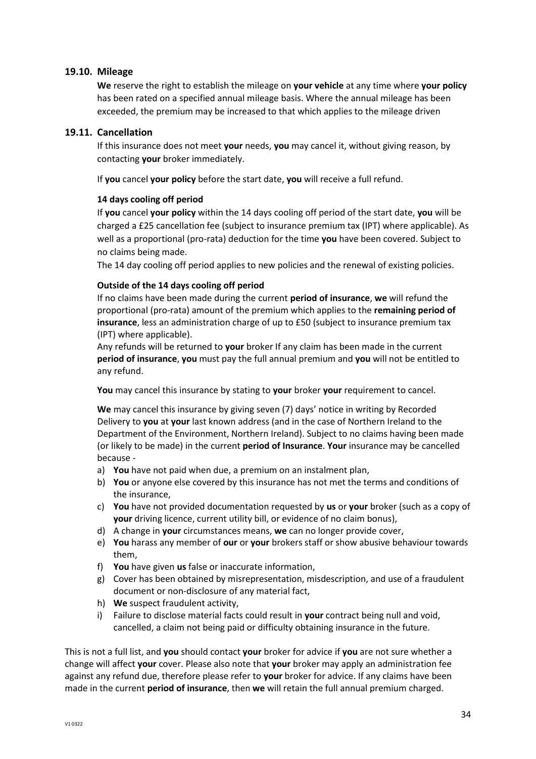## 19.10. Mileage

**We** reserve the right to establish the mileage on **your vehicle** at any time where **your policy** has been rated on a specified annual mileage basis. Where the annual mileage has been exceeded, the premium may be increased to that which applies to the mileage driven

## 19.11. Cancellation

If this insurance does not meet **your** needs, **you** may cancel it, without giving reason, by contacting **your** broker immediately.

If **you** cancel **your policy** before the start date, **you** will receive a full refund.

**14 days cooling off period**

If **you** cancel **your policy** within the 14 days cooling off period of the start date, **you** will be charged a £25 cancellation fee (subject to insurance premium tax (IPT) where applicable). As well as a proportional (pro-rata) deduction for the time **you** have been covered. Subject to no claims being made.

The 14 day cooling off period applies to new policies and the renewal of existing policies.

**Outside of the 14 days cooling off period**

If no claims have been made during the current **period of insurance**, **we** will refund the proportional (pro-rata) amount of the premium which applies to the **remaining period of insurance**, less an administration charge of up to £50 (subject to insurance premium tax (IPT) where applicable).

Any refunds will be returned to **your** broker If any claim has been made in the current **period of insurance**, **you** must pay the full annual premium and **you** will not be entitled to any refund.

**You** may cancel this insurance by stating to **your** broker **your** requirement to cancel.

**We** may cancel this insurance by giving seven (7) days' notice in writing by Recorded Delivery to **you** at **your** last known address (and in the case of Northern Ireland to the Department of the Environment, Northern Ireland). Subject to no claims having been made (or likely to be made) in the current **period of Insurance**. **Your** insurance may be cancelled because -

a) **You** have not paid when due, a premium on an instalment plan,
b) **You** or anyone else covered by this insurance has not met the terms and conditions of the insurance,
c) **You** have not provided documentation requested by **us** or **your** broker (such as a copy of **your** driving licence, current utility bill, or evidence of no claim bonus),
d) A change in **your** circumstances means, **we** can no longer provide cover,
e) **You** harass any member of **our** or **your** brokers staff or show abusive behaviour towards them,
f) **You** have given **us** false or inaccurate information,
g) Cover has been obtained by misrepresentation, misdescription, and use of a fraudulent document or non-disclosure of any material fact,
h) **We** suspect fraudulent activity,
i) Failure to disclose material facts could result in **your** contract being null and void, cancelled, a claim not being paid or difficulty obtaining insurance in the future.

This is not a full list, and **you** should contact **your** broker for advice if **you** are not sure whether a change will affect **your** cover. Please also note that **your** broker may apply an administration fee against any refund due, therefore please refer to **your** broker for advice. If any claims have been made in the current **period of insurance**, then **we** will retain the full annual premium charged.